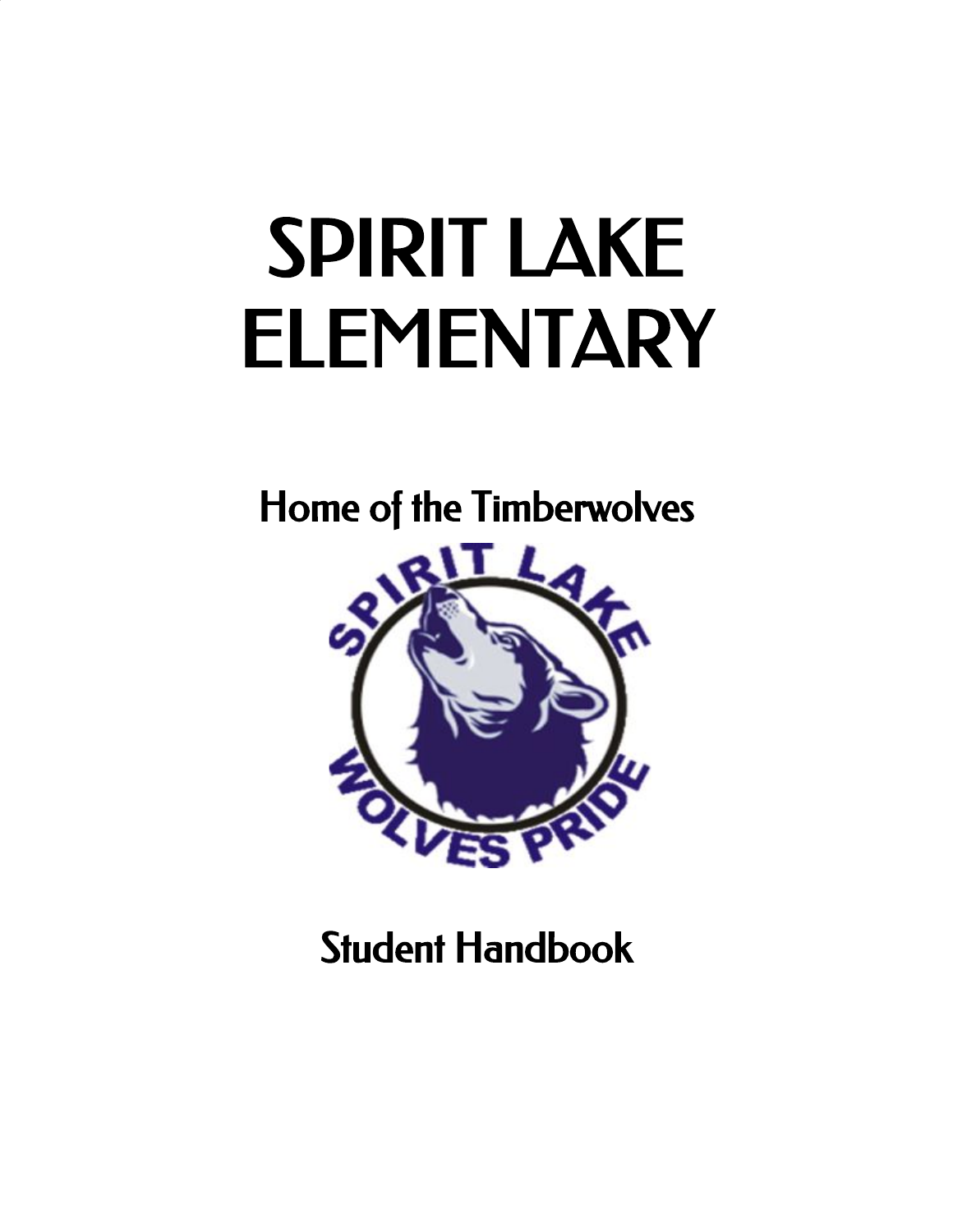# SPIRIT LAKE ELEMENTARY

## Home of the Timberwolves

## Student Handbook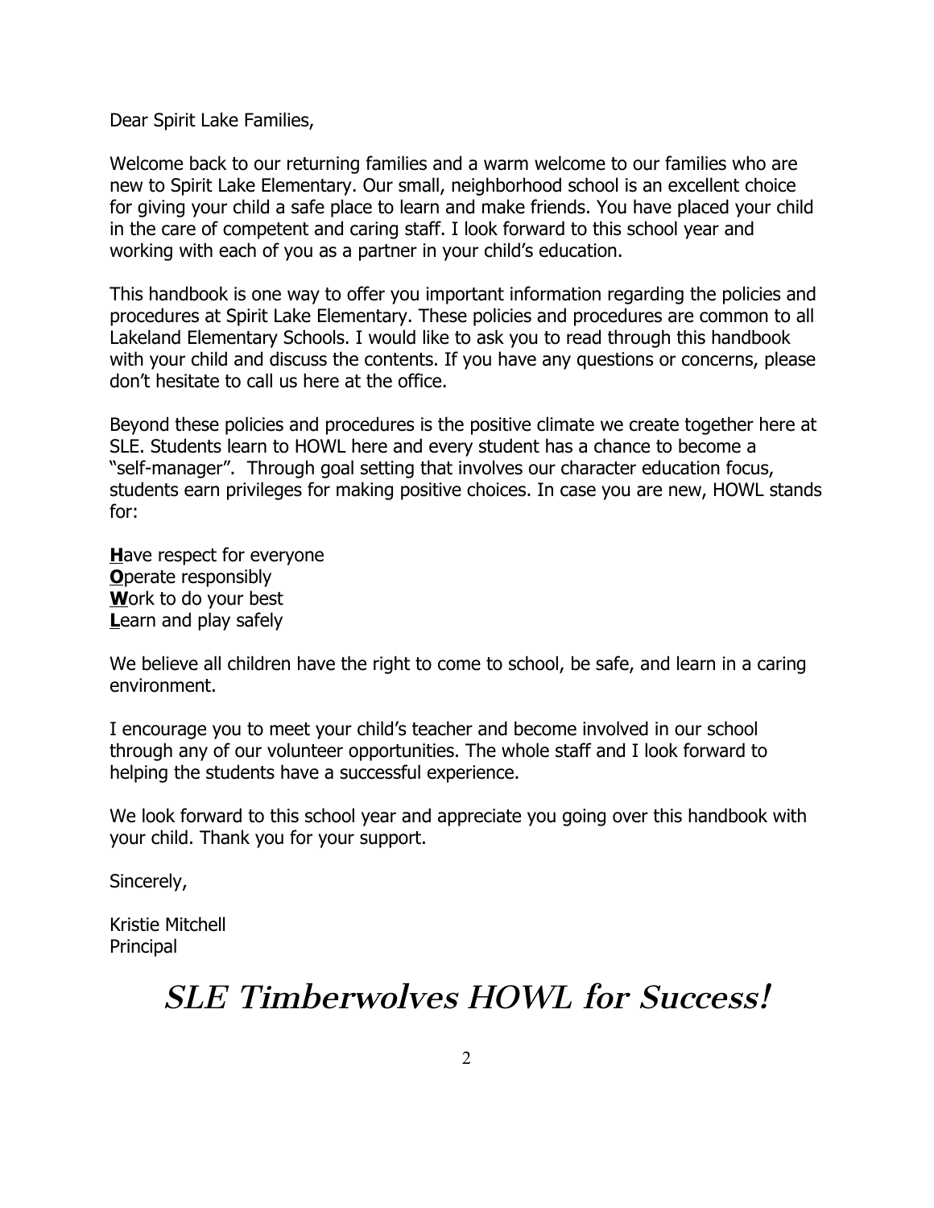Dear Spirit Lake Families,

Welcome back to our returning families and a warm welcome to our families who are new to Spirit Lake Elementary. Our small, neighborhood school is an excellent choice for giving your child a safe place to learn and make friends. You have placed your child in the care of competent and caring staff. I look forward to this school year and working with each of you as a partner in your child's education.

This handbook is one way to offer you important information regarding the policies and procedures at Spirit Lake Elementary. These policies and procedures are common to all Lakeland Elementary Schools. I would like to ask you to read through this handbook with your child and discuss the contents. If you have any questions or concerns, please don't hesitate to call us here at the office.

Beyond these policies and procedures is the positive climate we create together here at SLE. Students learn to HOWL here and every student has a chance to become a "self-manager". Through goal setting that involves our character education focus, students earn privileges for making positive choices. In case you are new, HOWL stands for:

**H**ave respect for everyone
**O**perate responsibly
**W**ork to do your best
**L**earn and play safely

We believe all children have the right to come to school, be safe, and learn in a caring environment.

I encourage you to meet your child's teacher and become involved in our school through any of our volunteer opportunities. The whole staff and I look forward to helping the students have a successful experience.

We look forward to this school year and appreciate you going over this handbook with your child. Thank you for your support.

Sincerely,

Kristie Mitchell
Principal

# *SLE Timberwolves HOWL for Success!*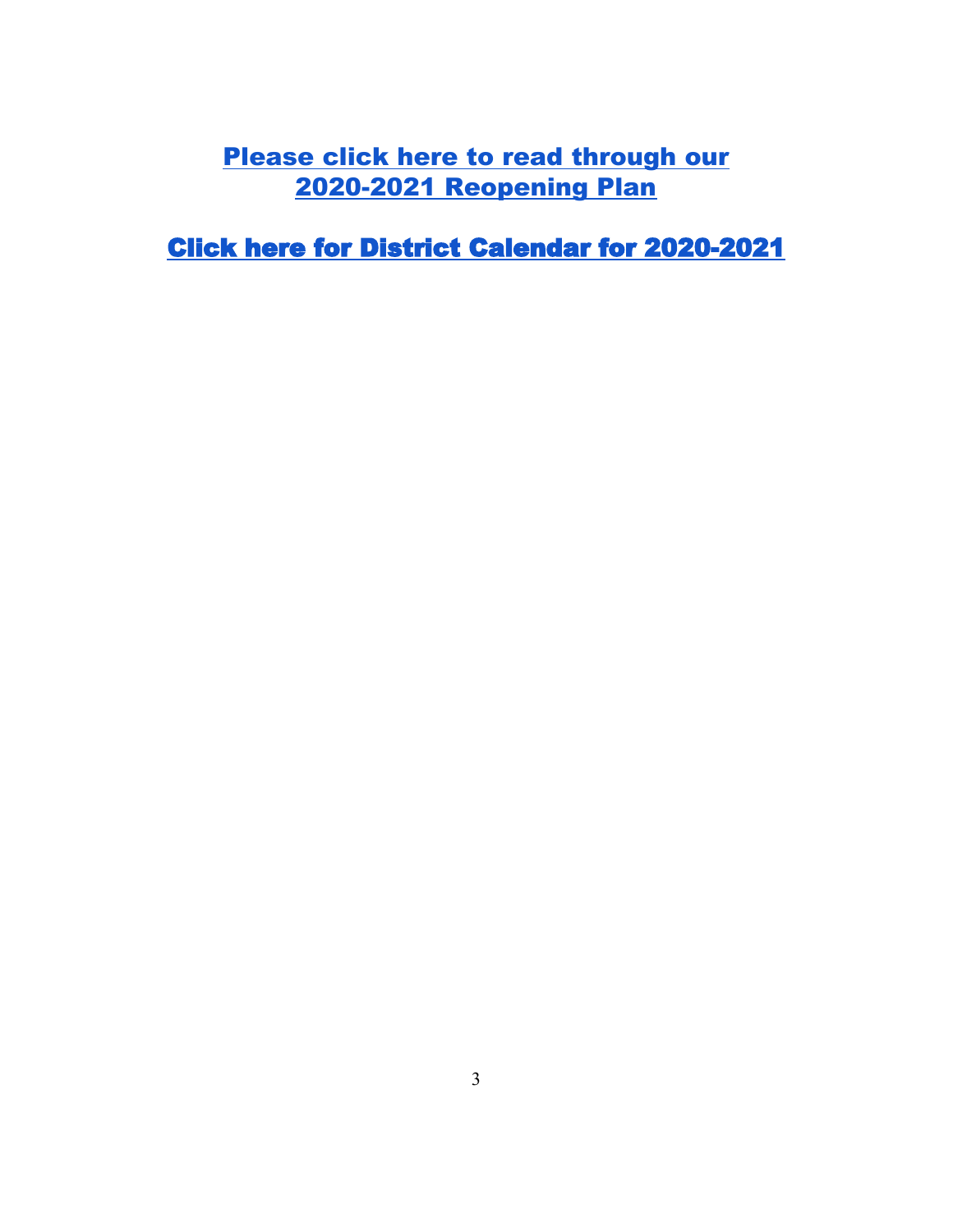**Please click here to read through our 2020-2021 Reopening Plan**

**Click here for District Calendar for 2020-2021**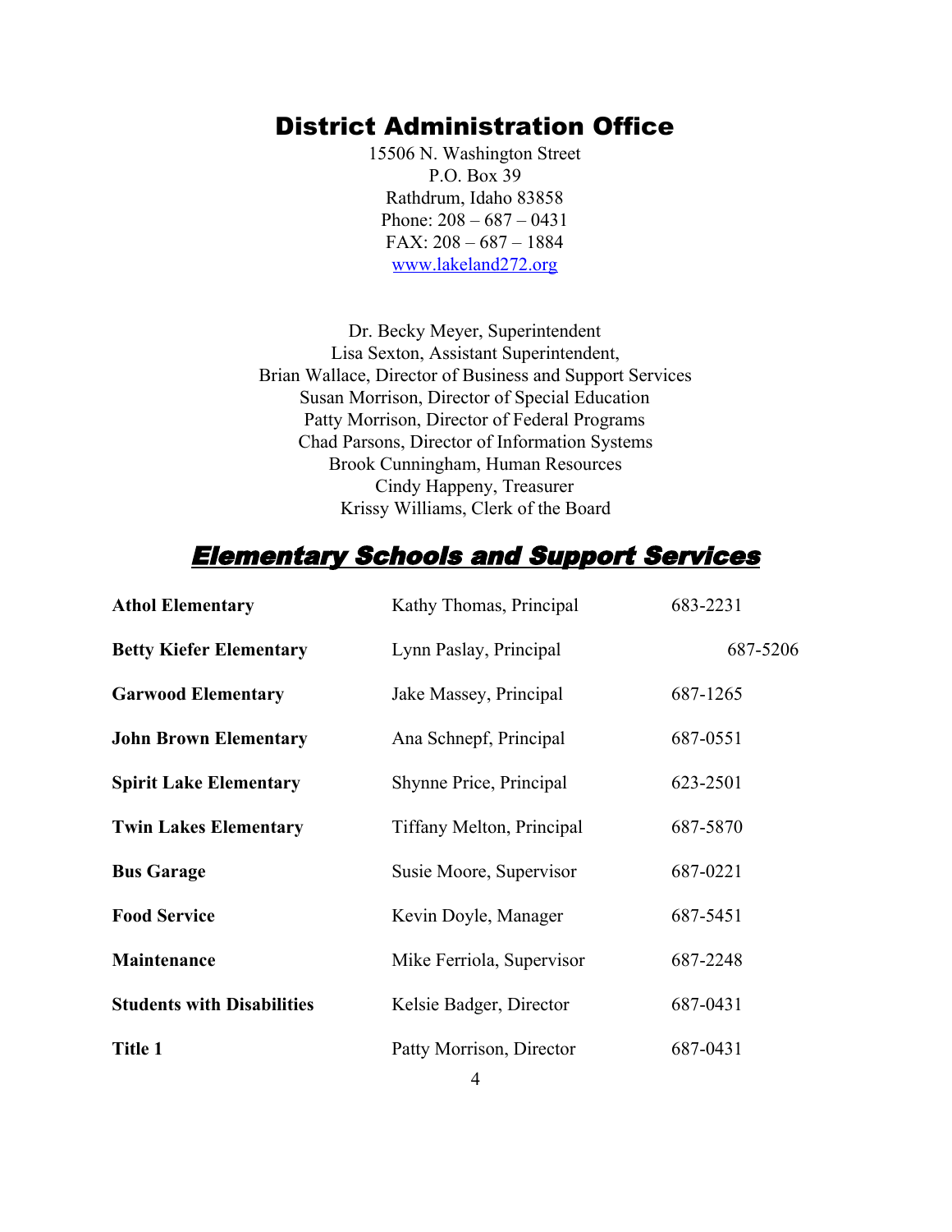# District Administration Office

15506 N. Washington Street
P.O. Box 39
Rathdrum, Idaho 83858
Phone: 208 – 687 – 0431
FAX: 208 – 687 – 1884
www.lakeland272.org

Dr. Becky Meyer, Superintendent
Lisa Sexton, Assistant Superintendent,
Brian Wallace, Director of Business and Support Services
Susan Morrison, Director of Special Education
Patty Morrison, Director of Federal Programs
Chad Parsons, Director of Information Systems
Brook Cunningham, Human Resources
Cindy Happeny, Treasurer
Krissy Williams, Clerk of the Board

## ***Elementary Schools and Support Services***

| | | |
|---|---|---|
| **Athol Elementary** | Kathy Thomas, Principal | 683-2231 |
| **Betty Kiefer Elementary** | Lynn Paslay, Principal | 687-5206 |
| **Garwood Elementary** | Jake Massey, Principal | 687-1265 |
| **John Brown Elementary** | Ana Schnepf, Principal | 687-0551 |
| **Spirit Lake Elementary** | Shynne Price, Principal | 623-2501 |
| **Twin Lakes Elementary** | Tiffany Melton, Principal | 687-5870 |
| **Bus Garage** | Susie Moore, Supervisor | 687-0221 |
| **Food Service** | Kevin Doyle, Manager | 687-5451 |
| **Maintenance** | Mike Ferriola, Supervisor | 687-2248 |
| **Students with Disabilities** | Kelsie Badger, Director | 687-0431 |
| **Title 1** | Patty Morrison, Director | 687-0431 |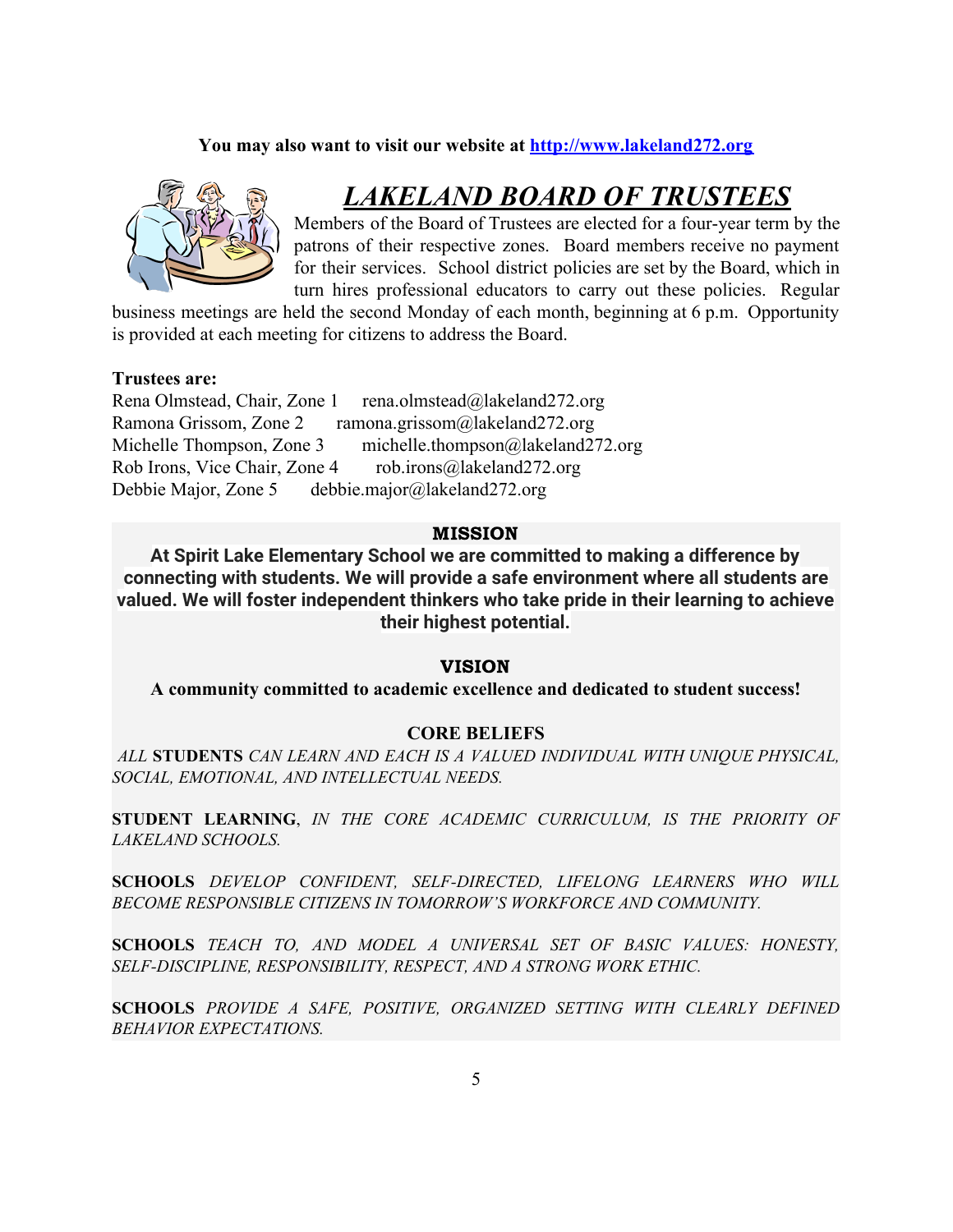**You may also want to visit our website at [http://www.lakeland272.org](http://www.lakeland272.org)**

# *LAKELAND BOARD OF TRUSTEES*

Members of the Board of Trustees are elected for a four-year term by the patrons of their respective zones. Board members receive no payment for their services. School district policies are set by the Board, which in turn hires professional educators to carry out these policies. Regular business meetings are held the second Monday of each month, beginning at 6 p.m. Opportunity is provided at each meeting for citizens to address the Board.

**Trustees are:**

Rena Olmstead, Chair, Zone 1 rena.olmstead@lakeland272.org
Ramona Grissom, Zone 2 ramona.grissom@lakeland272.org
Michelle Thompson, Zone 3 michelle.thompson@lakeland272.org
Rob Irons, Vice Chair, Zone 4 rob.irons@lakeland272.org
Debbie Major, Zone 5 debbie.major@lakeland272.org

## MISSION

**At Spirit Lake Elementary School we are committed to making a difference by connecting with students. We will provide a safe environment where all students are valued. We will foster independent thinkers who take pride in their learning to achieve their highest potential.**

## VISION

**A community committed to academic excellence and dedicated to student success!**

## CORE BELIEFS

*ALL* **STUDENTS** *CAN LEARN AND EACH IS A VALUED INDIVIDUAL WITH UNIQUE PHYSICAL, SOCIAL, EMOTIONAL, AND INTELLECTUAL NEEDS.*

**STUDENT LEARNING**, *IN THE CORE ACADEMIC CURRICULUM, IS THE PRIORITY OF LAKELAND SCHOOLS.*

**SCHOOLS** *DEVELOP CONFIDENT, SELF-DIRECTED, LIFELONG LEARNERS WHO WILL BECOME RESPONSIBLE CITIZENS IN TOMORROW'S WORKFORCE AND COMMUNITY.*

**SCHOOLS** *TEACH TO, AND MODEL A UNIVERSAL SET OF BASIC VALUES: HONESTY, SELF-DISCIPLINE, RESPONSIBILITY, RESPECT, AND A STRONG WORK ETHIC.*

**SCHOOLS** *PROVIDE A SAFE, POSITIVE, ORGANIZED SETTING WITH CLEARLY DEFINED BEHAVIOR EXPECTATIONS.*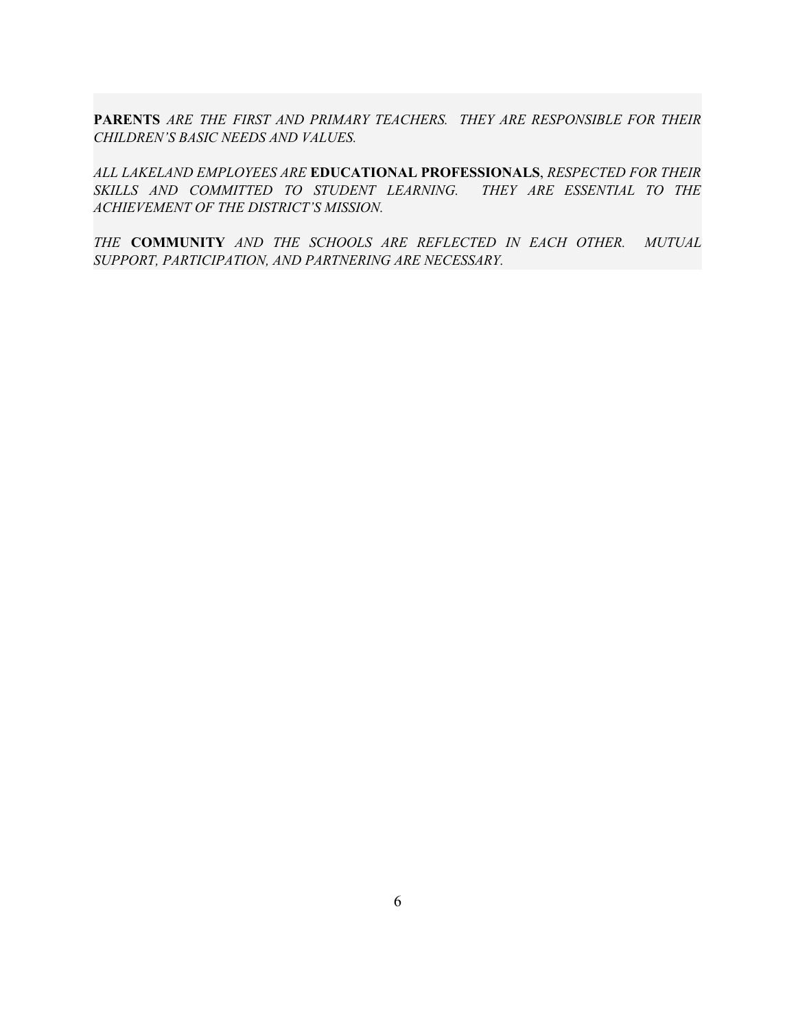**PARENTS** *ARE THE FIRST AND PRIMARY TEACHERS. THEY ARE RESPONSIBLE FOR THEIR CHILDREN'S BASIC NEEDS AND VALUES.*

*ALL LAKELAND EMPLOYEES ARE* **EDUCATIONAL PROFESSIONALS**, *RESPECTED FOR THEIR SKILLS AND COMMITTED TO STUDENT LEARNING. THEY ARE ESSENTIAL TO THE ACHIEVEMENT OF THE DISTRICT'S MISSION.*

*THE* **COMMUNITY** *AND THE SCHOOLS ARE REFLECTED IN EACH OTHER. MUTUAL SUPPORT, PARTICIPATION, AND PARTNERING ARE NECESSARY.*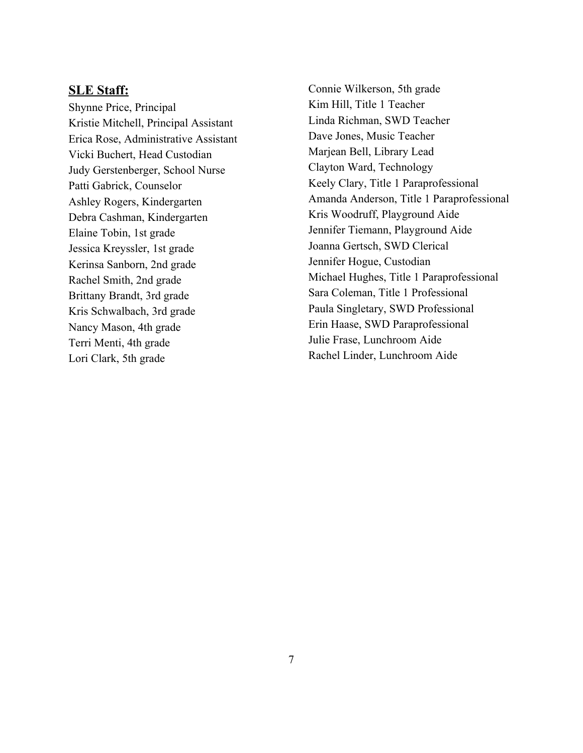**SLE Staff:**

Shynne Price, Principal
Kristie Mitchell, Principal Assistant
Erica Rose, Administrative Assistant
Vicki Buchert, Head Custodian
Judy Gerstenberger, School Nurse
Patti Gabrick, Counselor
Ashley Rogers, Kindergarten
Debra Cashman, Kindergarten
Elaine Tobin, 1st grade
Jessica Kreyssler, 1st grade
Kerinsa Sanborn, 2nd grade
Rachel Smith, 2nd grade
Brittany Brandt, 3rd grade
Kris Schwalbach, 3rd grade
Nancy Mason, 4th grade
Terri Menti, 4th grade
Lori Clark, 5th grade
Connie Wilkerson, 5th grade
Kim Hill, Title 1 Teacher
Linda Richman, SWD Teacher
Dave Jones, Music Teacher
Marjean Bell, Library Lead
Clayton Ward, Technology
Keely Clary, Title 1 Paraprofessional
Amanda Anderson, Title 1 Paraprofessional
Kris Woodruff, Playground Aide
Jennifer Tiemann, Playground Aide
Joanna Gertsch, SWD Clerical
Jennifer Hogue, Custodian
Michael Hughes, Title 1 Paraprofessional
Sara Coleman, Title 1 Professional
Paula Singletary, SWD Professional
Erin Haase, SWD Paraprofessional
Julie Frase, Lunchroom Aide
Rachel Linder, Lunchroom Aide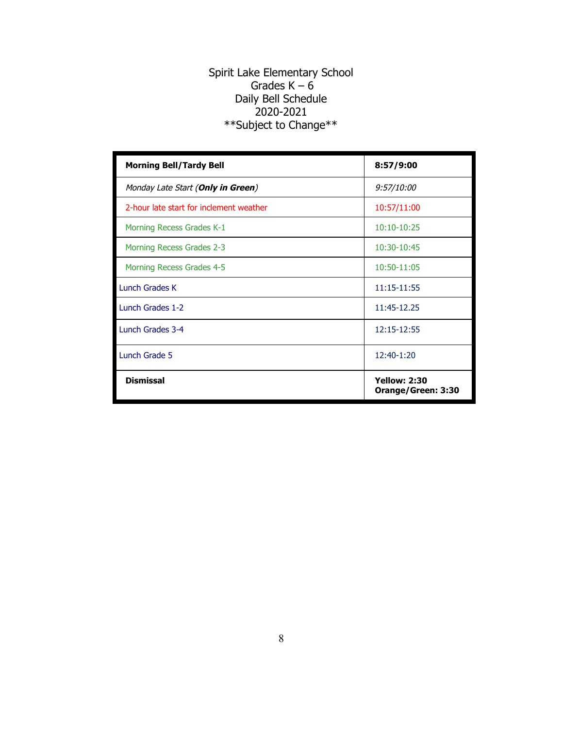# Spirit Lake Elementary School
## Grades K – 6
## Daily Bell Schedule
## 2020-2021
## **Subject to Change**

| **Morning Bell/Tardy Bell** | **8:57/9:00** |
|---|---|
| *Monday Late Start (**Only in Green**)* | *9:57/10:00* |
| 2-hour late start for inclement weather | 10:57/11:00 |
| Morning Recess Grades K-1 | 10:10-10:25 |
| Morning Recess Grades 2-3 | 10:30-10:45 |
| Morning Recess Grades 4-5 | 10:50-11:05 |
| Lunch Grades K | 11:15-11:55 |
| Lunch Grades 1-2 | 11:45-12.25 |
| Lunch Grades 3-4 | 12:15-12:55 |
| Lunch Grade 5 | 12:40-1:20 |
| **Dismissal** | **Yellow: 2:30**<br>**Orange/Green: 3:30** |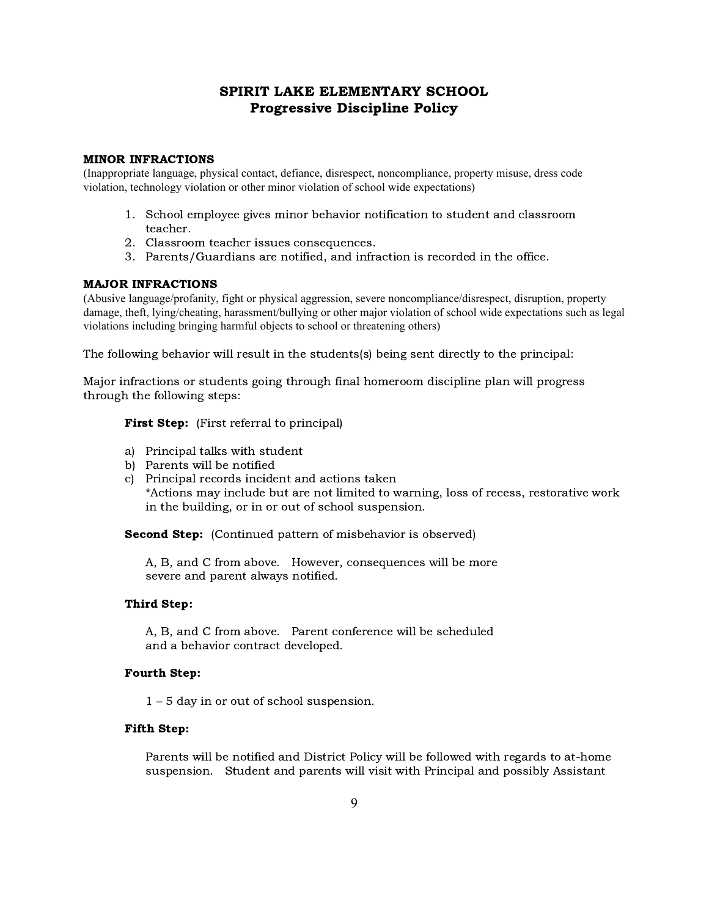# SPIRIT LAKE ELEMENTARY SCHOOL
## Progressive Discipline Policy

### MINOR INFRACTIONS

(Inappropriate language, physical contact, defiance, disrespect, noncompliance, property misuse, dress code violation, technology violation or other minor violation of school wide expectations)

1. School employee gives minor behavior notification to student and classroom teacher.
2. Classroom teacher issues consequences.
3. Parents/Guardians are notified, and infraction is recorded in the office.

### MAJOR INFRACTIONS

(Abusive language/profanity, fight or physical aggression, severe noncompliance/disrespect, disruption, property damage, theft, lying/cheating, harassment/bullying or other major violation of school wide expectations such as legal violations including bringing harmful objects to school or threatening others)

The following behavior will result in the students(s) being sent directly to the principal:

Major infractions or students going through final homeroom discipline plan will progress through the following steps:

**First Step:** (First referral to principal)

a) Principal talks with student
b) Parents will be notified
c) Principal records incident and actions taken
*Actions may include but are not limited to warning, loss of recess, restorative work in the building, or in or out of school suspension.

**Second Step:** (Continued pattern of misbehavior is observed)

A, B, and C from above. However, consequences will be more severe and parent always notified.

**Third Step:**

A, B, and C from above. Parent conference will be scheduled and a behavior contract developed.

**Fourth Step:**

1 – 5 day in or out of school suspension.

**Fifth Step:**

Parents will be notified and District Policy will be followed with regards to at-home suspension. Student and parents will visit with Principal and possibly Assistant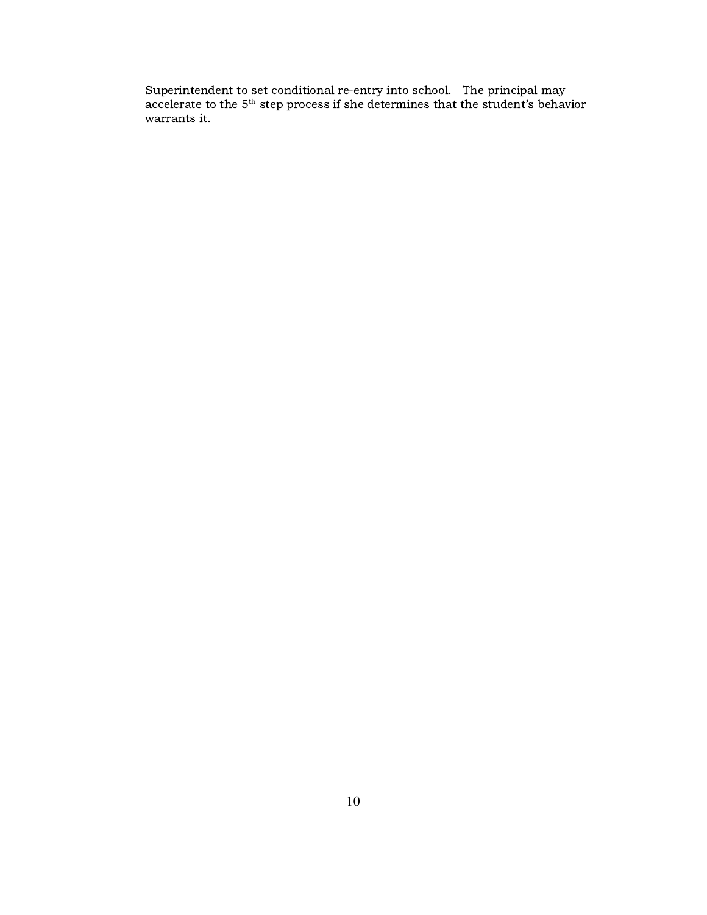Superintendent to set conditional re-entry into school. The principal may accelerate to the 5th step process if she determines that the student's behavior warrants it.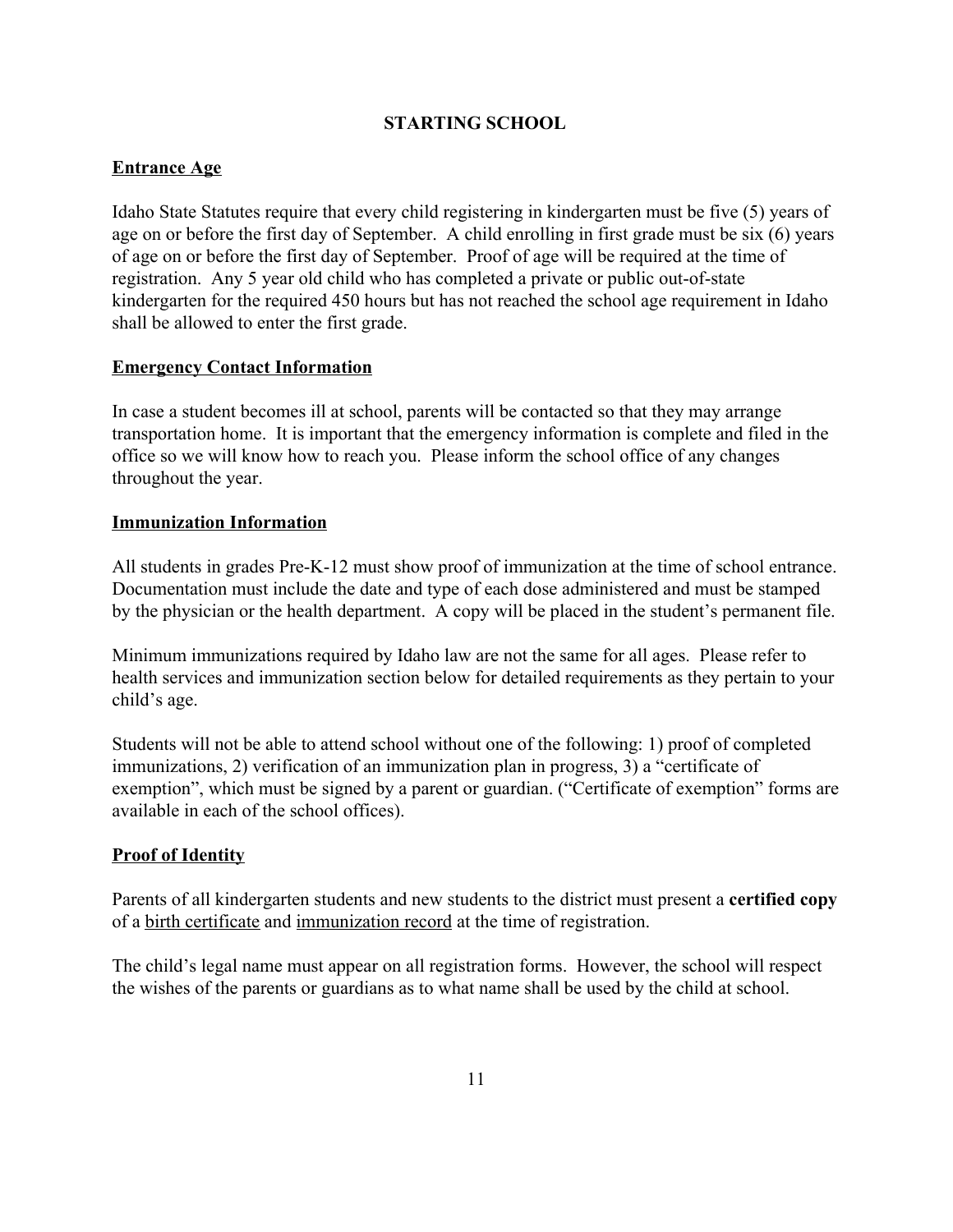# STARTING SCHOOL

## Entrance Age

Idaho State Statutes require that every child registering in kindergarten must be five (5) years of age on or before the first day of September. A child enrolling in first grade must be six (6) years of age on or before the first day of September. Proof of age will be required at the time of registration. Any 5 year old child who has completed a private or public out-of-state kindergarten for the required 450 hours but has not reached the school age requirement in Idaho shall be allowed to enter the first grade.

## Emergency Contact Information

In case a student becomes ill at school, parents will be contacted so that they may arrange transportation home. It is important that the emergency information is complete and filed in the office so we will know how to reach you. Please inform the school office of any changes throughout the year.

## Immunization Information

All students in grades Pre-K-12 must show proof of immunization at the time of school entrance. Documentation must include the date and type of each dose administered and must be stamped by the physician or the health department. A copy will be placed in the student's permanent file.

Minimum immunizations required by Idaho law are not the same for all ages. Please refer to health services and immunization section below for detailed requirements as they pertain to your child's age.

Students will not be able to attend school without one of the following: 1) proof of completed immunizations, 2) verification of an immunization plan in progress, 3) a "certificate of exemption", which must be signed by a parent or guardian. ("Certificate of exemption" forms are available in each of the school offices).

## Proof of Identity

Parents of all kindergarten students and new students to the district must present a **certified copy** of a birth certificate and immunization record at the time of registration.

The child's legal name must appear on all registration forms. However, the school will respect the wishes of the parents or guardians as to what name shall be used by the child at school.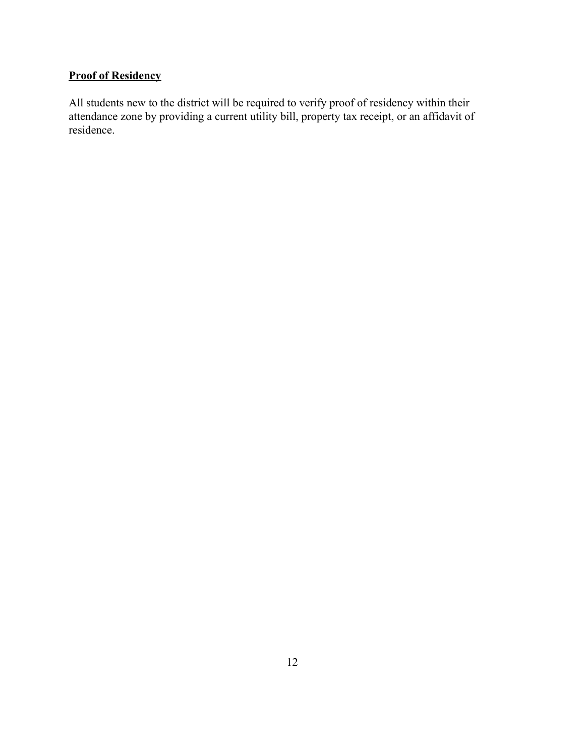## Proof of Residency

All students new to the district will be required to verify proof of residency within their attendance zone by providing a current utility bill, property tax receipt, or an affidavit of residence.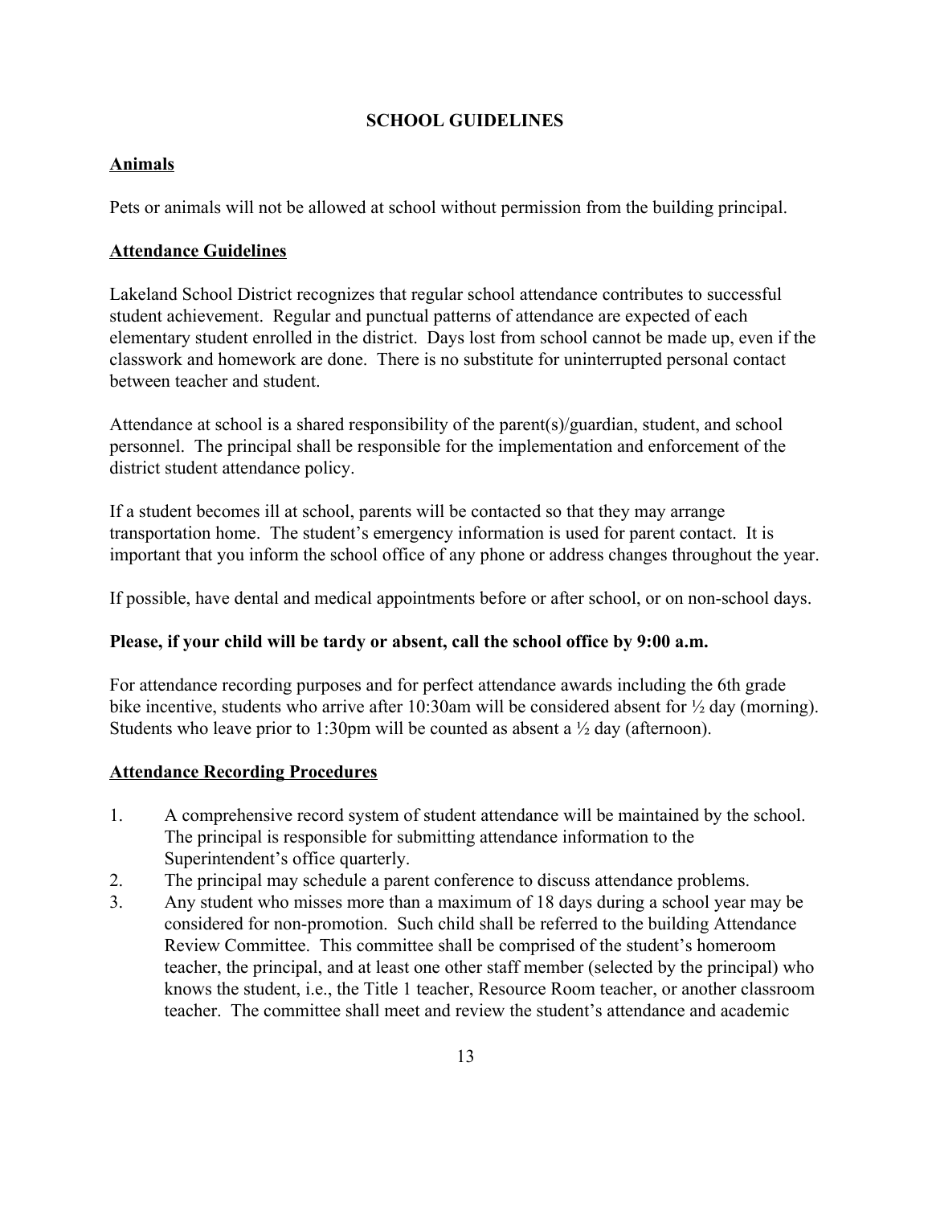## SCHOOL GUIDELINES

### Animals

Pets or animals will not be allowed at school without permission from the building principal.

### Attendance Guidelines

Lakeland School District recognizes that regular school attendance contributes to successful student achievement. Regular and punctual patterns of attendance are expected of each elementary student enrolled in the district. Days lost from school cannot be made up, even if the classwork and homework are done. There is no substitute for uninterrupted personal contact between teacher and student.

Attendance at school is a shared responsibility of the parent(s)/guardian, student, and school personnel. The principal shall be responsible for the implementation and enforcement of the district student attendance policy.

If a student becomes ill at school, parents will be contacted so that they may arrange transportation home. The student's emergency information is used for parent contact. It is important that you inform the school office of any phone or address changes throughout the year.

If possible, have dental and medical appointments before or after school, or on non-school days.

**Please, if your child will be tardy or absent, call the school office by 9:00 a.m.**

For attendance recording purposes and for perfect attendance awards including the 6th grade bike incentive, students who arrive after 10:30am will be considered absent for ½ day (morning). Students who leave prior to 1:30pm will be counted as absent a ½ day (afternoon).

### Attendance Recording Procedures

1. A comprehensive record system of student attendance will be maintained by the school. The principal is responsible for submitting attendance information to the Superintendent's office quarterly.
2. The principal may schedule a parent conference to discuss attendance problems.
3. Any student who misses more than a maximum of 18 days during a school year may be considered for non-promotion. Such child shall be referred to the building Attendance Review Committee. This committee shall be comprised of the student's homeroom teacher, the principal, and at least one other staff member (selected by the principal) who knows the student, i.e., the Title 1 teacher, Resource Room teacher, or another classroom teacher. The committee shall meet and review the student's attendance and academic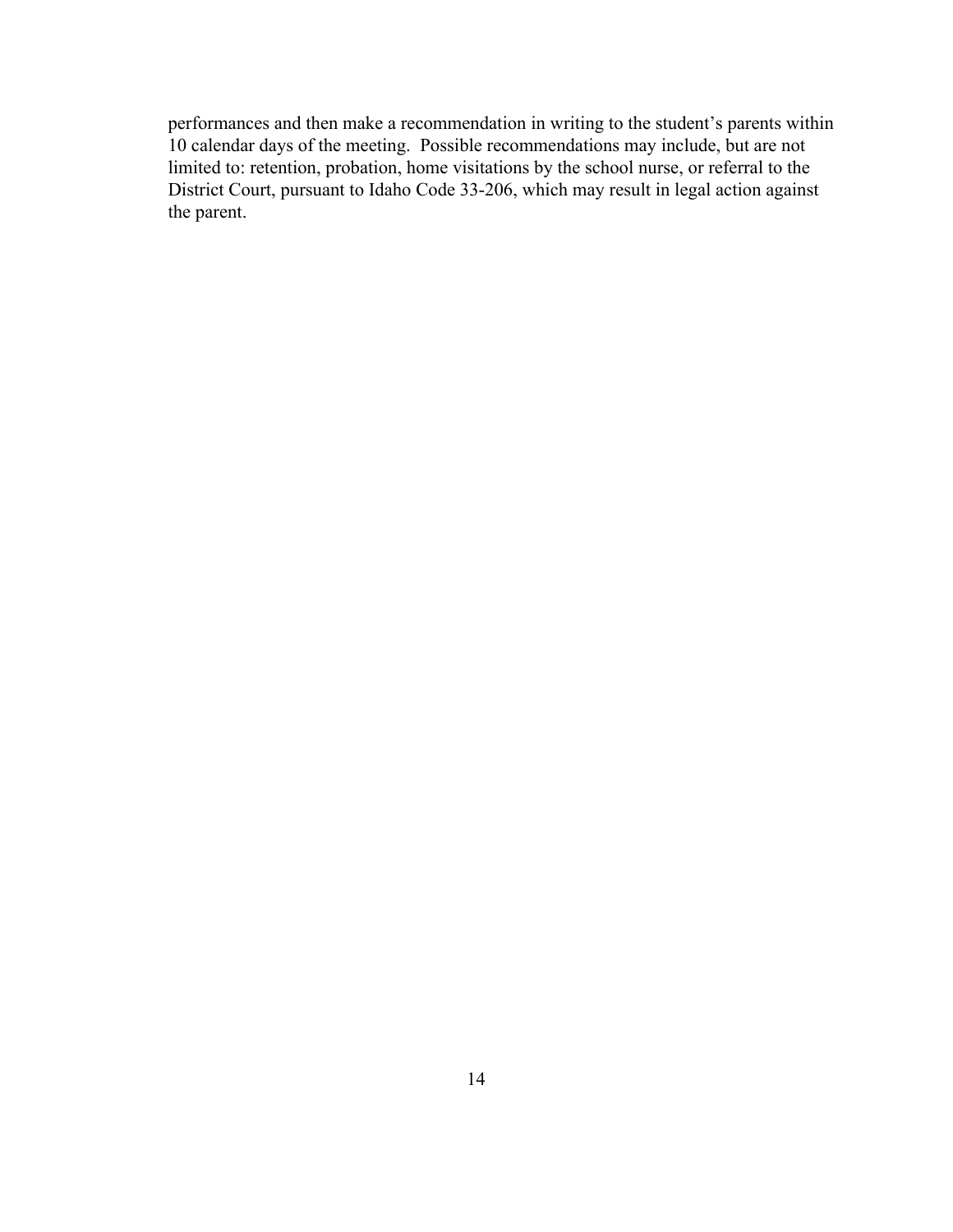performances and then make a recommendation in writing to the student's parents within 10 calendar days of the meeting. Possible recommendations may include, but are not limited to: retention, probation, home visitations by the school nurse, or referral to the District Court, pursuant to Idaho Code 33-206, which may result in legal action against the parent.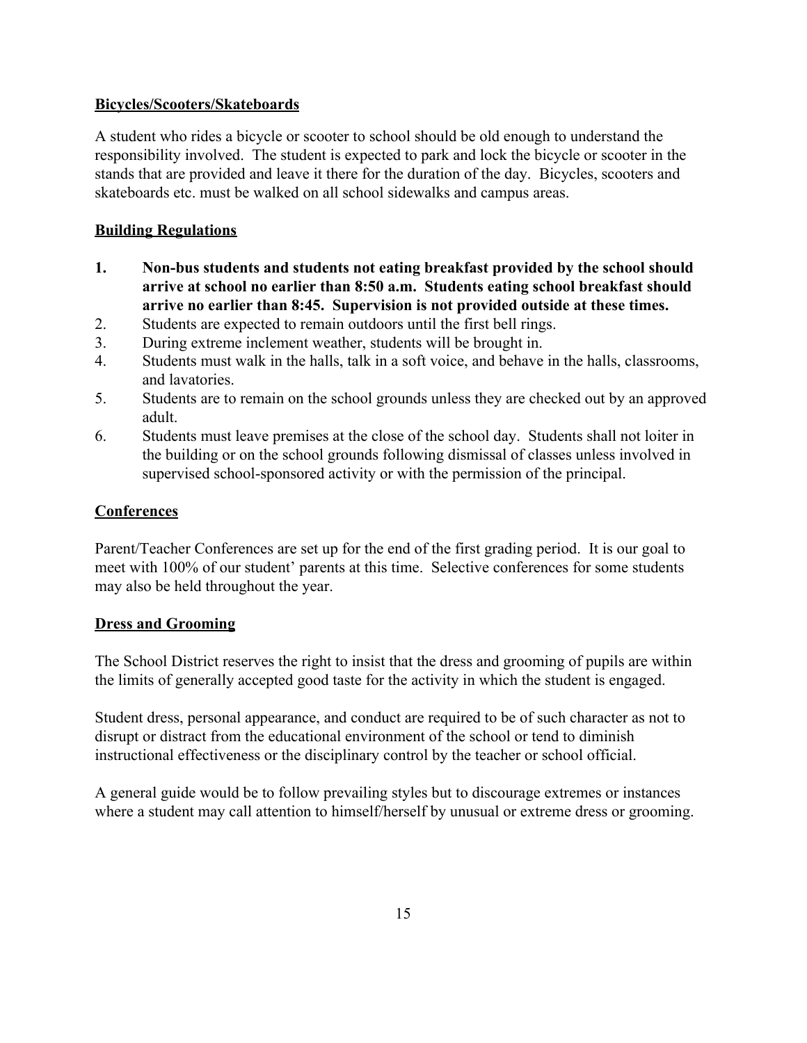## Bicycles/Scooters/Skateboards

A student who rides a bicycle or scooter to school should be old enough to understand the responsibility involved. The student is expected to park and lock the bicycle or scooter in the stands that are provided and leave it there for the duration of the day. Bicycles, scooters and skateboards etc. must be walked on all school sidewalks and campus areas.

## Building Regulations

1. **Non-bus students and students not eating breakfast provided by the school should arrive at school no earlier than 8:50 a.m. Students eating school breakfast should arrive no earlier than 8:45. Supervision is not provided outside at these times.**
2. Students are expected to remain outdoors until the first bell rings.
3. During extreme inclement weather, students will be brought in.
4. Students must walk in the halls, talk in a soft voice, and behave in the halls, classrooms, and lavatories.
5. Students are to remain on the school grounds unless they are checked out by an approved adult.
6. Students must leave premises at the close of the school day. Students shall not loiter in the building or on the school grounds following dismissal of classes unless involved in supervised school-sponsored activity or with the permission of the principal.

## Conferences

Parent/Teacher Conferences are set up for the end of the first grading period. It is our goal to meet with 100% of our student' parents at this time. Selective conferences for some students may also be held throughout the year.

## Dress and Grooming

The School District reserves the right to insist that the dress and grooming of pupils are within the limits of generally accepted good taste for the activity in which the student is engaged.

Student dress, personal appearance, and conduct are required to be of such character as not to disrupt or distract from the educational environment of the school or tend to diminish instructional effectiveness or the disciplinary control by the teacher or school official.

A general guide would be to follow prevailing styles but to discourage extremes or instances where a student may call attention to himself/herself by unusual or extreme dress or grooming.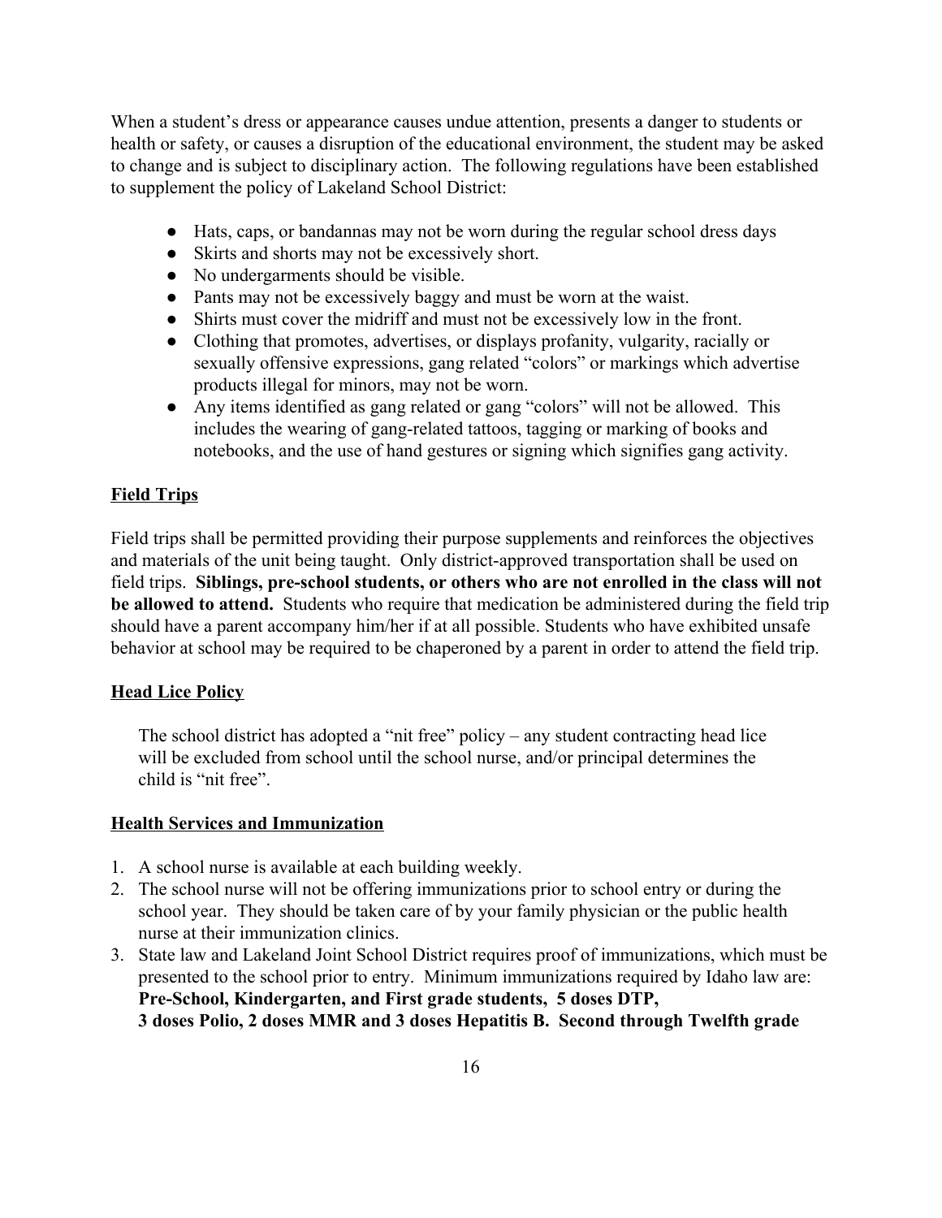When a student's dress or appearance causes undue attention, presents a danger to students or health or safety, or causes a disruption of the educational environment, the student may be asked to change and is subject to disciplinary action. The following regulations have been established to supplement the policy of Lakeland School District:

- Hats, caps, or bandannas may not be worn during the regular school dress days
- Skirts and shorts may not be excessively short.
- No undergarments should be visible.
- Pants may not be excessively baggy and must be worn at the waist.
- Shirts must cover the midriff and must not be excessively low in the front.
- Clothing that promotes, advertises, or displays profanity, vulgarity, racially or sexually offensive expressions, gang related "colors" or markings which advertise products illegal for minors, may not be worn.
- Any items identified as gang related or gang "colors" will not be allowed. This includes the wearing of gang-related tattoos, tagging or marking of books and notebooks, and the use of hand gestures or signing which signifies gang activity.

## Field Trips

Field trips shall be permitted providing their purpose supplements and reinforces the objectives and materials of the unit being taught. Only district-approved transportation shall be used on field trips. **Siblings, pre-school students, or others who are not enrolled in the class will not be allowed to attend.** Students who require that medication be administered during the field trip should have a parent accompany him/her if at all possible. Students who have exhibited unsafe behavior at school may be required to be chaperoned by a parent in order to attend the field trip.

## Head Lice Policy

The school district has adopted a "nit free" policy – any student contracting head lice will be excluded from school until the school nurse, and/or principal determines the child is "nit free".

## Health Services and Immunization

1. A school nurse is available at each building weekly.
2. The school nurse will not be offering immunizations prior to school entry or during the school year. They should be taken care of by your family physician or the public health nurse at their immunization clinics.
3. State law and Lakeland Joint School District requires proof of immunizations, which must be presented to the school prior to entry. Minimum immunizations required by Idaho law are: **Pre-School, Kindergarten, and First grade students, 5 doses DTP, 3 doses Polio, 2 doses MMR and 3 doses Hepatitis B. Second through Twelfth grade**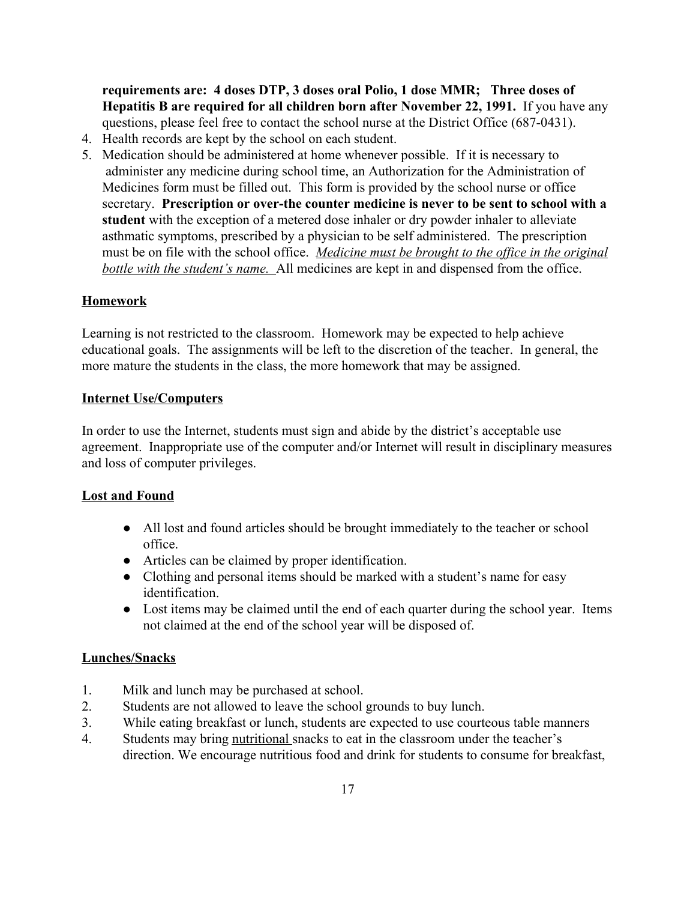**requirements are: 4 doses DTP, 3 doses oral Polio, 1 dose MMR; Three doses of Hepatitis B are required for all children born after November 22, 1991.** If you have any questions, please feel free to contact the school nurse at the District Office (687-0431).

4. Health records are kept by the school on each student.
5. Medication should be administered at home whenever possible. If it is necessary to administer any medicine during school time, an Authorization for the Administration of Medicines form must be filled out. This form is provided by the school nurse or office secretary. **Prescription or over-the counter medicine is never to be sent to school with a student** with the exception of a metered dose inhaler or dry powder inhaler to alleviate asthmatic symptoms, prescribed by a physician to be self administered. The prescription must be on file with the school office. *Medicine must be brought to the office in the original bottle with the student's name.* All medicines are kept in and dispensed from the office.

## Homework

Learning is not restricted to the classroom. Homework may be expected to help achieve educational goals. The assignments will be left to the discretion of the teacher. In general, the more mature the students in the class, the more homework that may be assigned.

## Internet Use/Computers

In order to use the Internet, students must sign and abide by the district's acceptable use agreement. Inappropriate use of the computer and/or Internet will result in disciplinary measures and loss of computer privileges.

## Lost and Found

- All lost and found articles should be brought immediately to the teacher or school office.
- Articles can be claimed by proper identification.
- Clothing and personal items should be marked with a student's name for easy identification.
- Lost items may be claimed until the end of each quarter during the school year. Items not claimed at the end of the school year will be disposed of.

## Lunches/Snacks

1. Milk and lunch may be purchased at school.
2. Students are not allowed to leave the school grounds to buy lunch.
3. While eating breakfast or lunch, students are expected to use courteous table manners
4. Students may bring nutritional snacks to eat in the classroom under the teacher's direction. We encourage nutritious food and drink for students to consume for breakfast,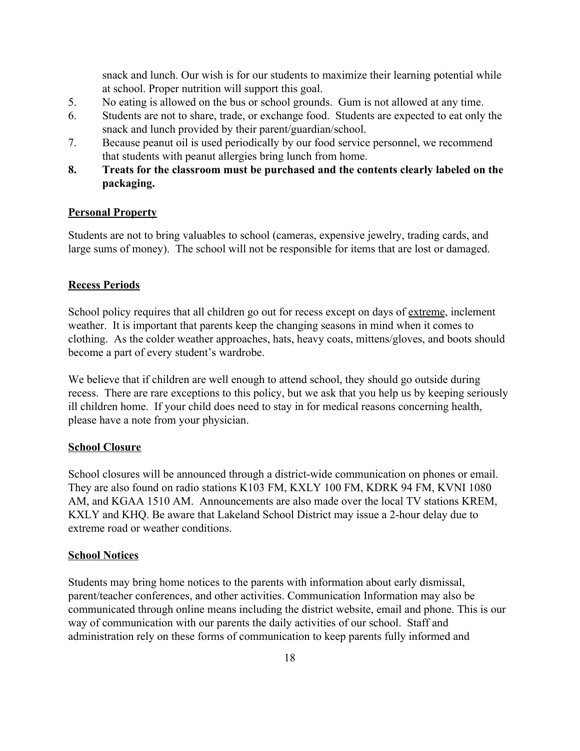snack and lunch. Our wish is for our students to maximize their learning potential while at school. Proper nutrition will support this goal.

5. No eating is allowed on the bus or school grounds. Gum is not allowed at any time.
6. Students are not to share, trade, or exchange food. Students are expected to eat only the snack and lunch provided by their parent/guardian/school.
7. Because peanut oil is used periodically by our food service personnel, we recommend that students with peanut allergies bring lunch from home.
8. **Treats for the classroom must be purchased and the contents clearly labeled on the packaging.**

## Personal Property

Students are not to bring valuables to school (cameras, expensive jewelry, trading cards, and large sums of money). The school will not be responsible for items that are lost or damaged.

## Recess Periods

School policy requires that all children go out for recess except on days of extreme, inclement weather. It is important that parents keep the changing seasons in mind when it comes to clothing. As the colder weather approaches, hats, heavy coats, mittens/gloves, and boots should become a part of every student's wardrobe.

We believe that if children are well enough to attend school, they should go outside during recess. There are rare exceptions to this policy, but we ask that you help us by keeping seriously ill children home. If your child does need to stay in for medical reasons concerning health, please have a note from your physician.

## School Closure

School closures will be announced through a district-wide communication on phones or email. They are also found on radio stations K103 FM, KXLY 100 FM, KDRK 94 FM, KVNI 1080 AM, and KGAA 1510 AM. Announcements are also made over the local TV stations KREM, KXLY and KHQ. Be aware that Lakeland School District may issue a 2-hour delay due to extreme road or weather conditions.

## School Notices

Students may bring home notices to the parents with information about early dismissal, parent/teacher conferences, and other activities. Communication Information may also be communicated through online means including the district website, email and phone. This is our way of communication with our parents the daily activities of our school. Staff and administration rely on these forms of communication to keep parents fully informed and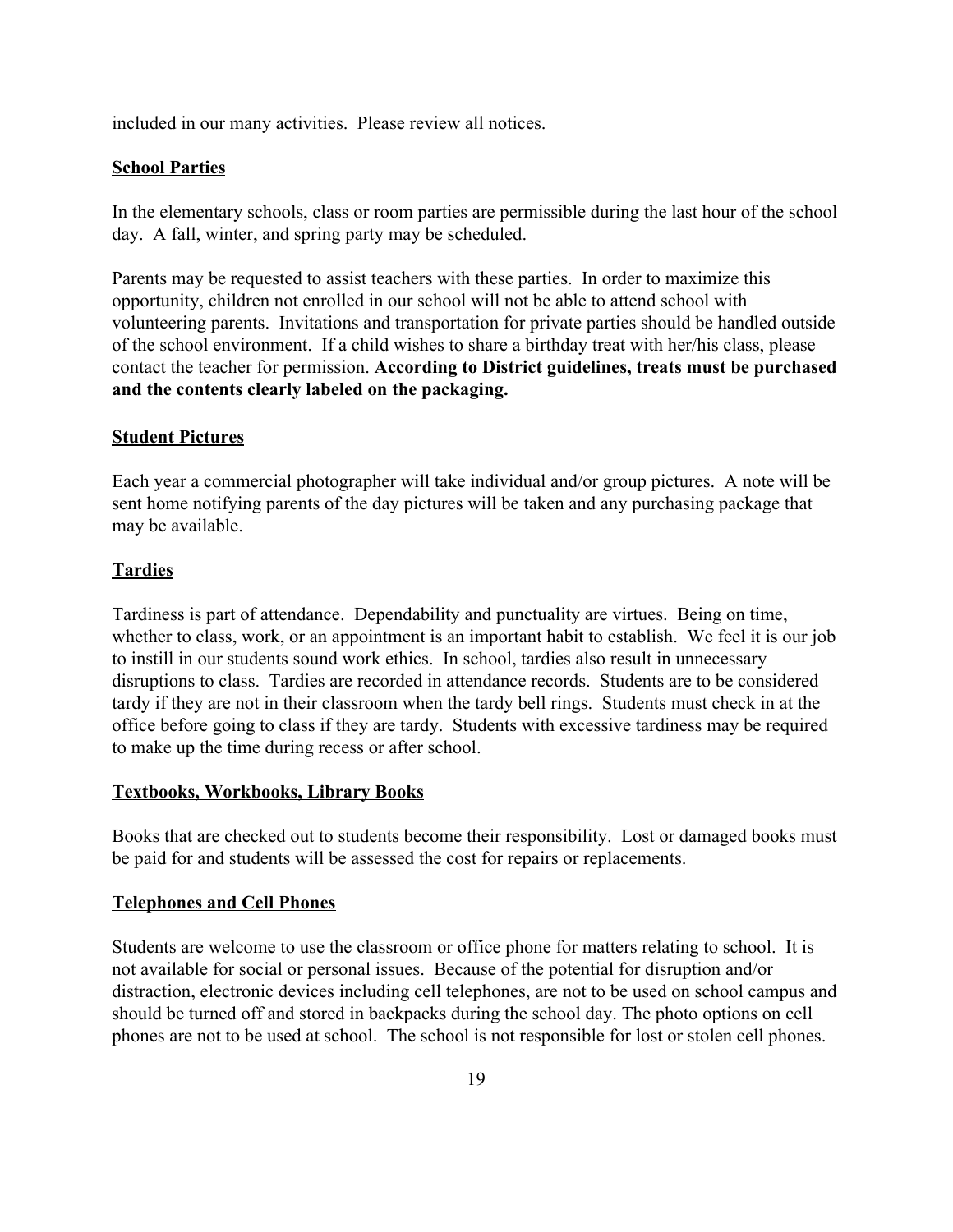included in our many activities. Please review all notices.

## School Parties

In the elementary schools, class or room parties are permissible during the last hour of the school day. A fall, winter, and spring party may be scheduled.

Parents may be requested to assist teachers with these parties. In order to maximize this opportunity, children not enrolled in our school will not be able to attend school with volunteering parents. Invitations and transportation for private parties should be handled outside of the school environment. If a child wishes to share a birthday treat with her/his class, please contact the teacher for permission. **According to District guidelines, treats must be purchased and the contents clearly labeled on the packaging.**

## Student Pictures

Each year a commercial photographer will take individual and/or group pictures. A note will be sent home notifying parents of the day pictures will be taken and any purchasing package that may be available.

## Tardies

Tardiness is part of attendance. Dependability and punctuality are virtues. Being on time, whether to class, work, or an appointment is an important habit to establish. We feel it is our job to instill in our students sound work ethics. In school, tardies also result in unnecessary disruptions to class. Tardies are recorded in attendance records. Students are to be considered tardy if they are not in their classroom when the tardy bell rings. Students must check in at the office before going to class if they are tardy. Students with excessive tardiness may be required to make up the time during recess or after school.

## Textbooks, Workbooks, Library Books

Books that are checked out to students become their responsibility. Lost or damaged books must be paid for and students will be assessed the cost for repairs or replacements.

## Telephones and Cell Phones

Students are welcome to use the classroom or office phone for matters relating to school. It is not available for social or personal issues. Because of the potential for disruption and/or distraction, electronic devices including cell telephones, are not to be used on school campus and should be turned off and stored in backpacks during the school day. The photo options on cell phones are not to be used at school. The school is not responsible for lost or stolen cell phones.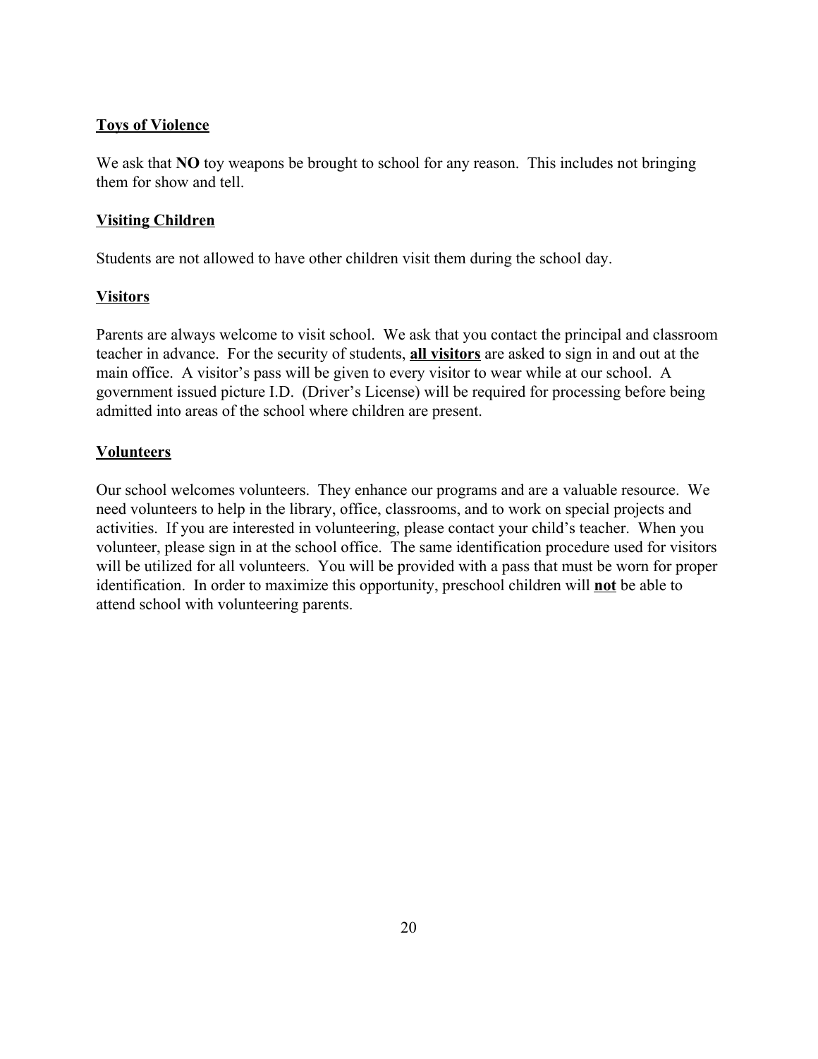## Toys of Violence

We ask that **NO** toy weapons be brought to school for any reason. This includes not bringing them for show and tell.

## Visiting Children

Students are not allowed to have other children visit them during the school day.

## Visitors

Parents are always welcome to visit school. We ask that you contact the principal and classroom teacher in advance. For the security of students, **all visitors** are asked to sign in and out at the main office. A visitor's pass will be given to every visitor to wear while at our school. A government issued picture I.D. (Driver's License) will be required for processing before being admitted into areas of the school where children are present.

## Volunteers

Our school welcomes volunteers. They enhance our programs and are a valuable resource. We need volunteers to help in the library, office, classrooms, and to work on special projects and activities. If you are interested in volunteering, please contact your child's teacher. When you volunteer, please sign in at the school office. The same identification procedure used for visitors will be utilized for all volunteers. You will be provided with a pass that must be worn for proper identification. In order to maximize this opportunity, preschool children will **not** be able to attend school with volunteering parents.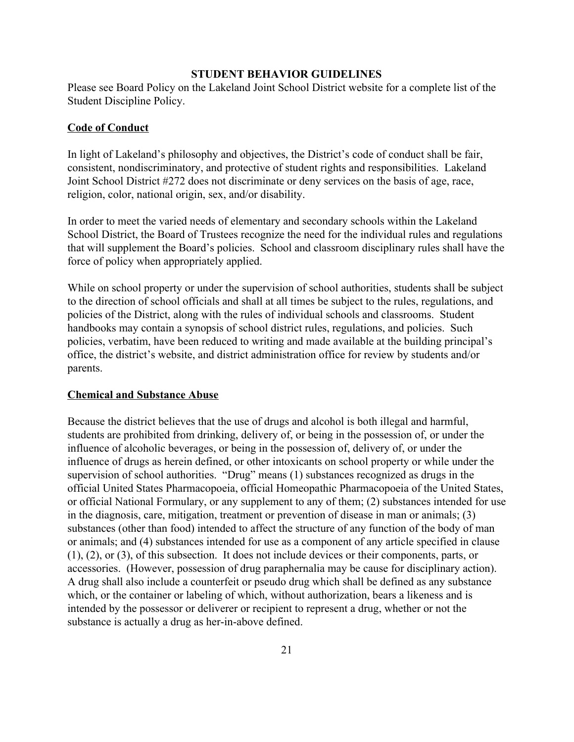## STUDENT BEHAVIOR GUIDELINES

Please see Board Policy on the Lakeland Joint School District website for a complete list of the Student Discipline Policy.

### Code of Conduct

In light of Lakeland's philosophy and objectives, the District's code of conduct shall be fair, consistent, nondiscriminatory, and protective of student rights and responsibilities. Lakeland Joint School District #272 does not discriminate or deny services on the basis of age, race, religion, color, national origin, sex, and/or disability.

In order to meet the varied needs of elementary and secondary schools within the Lakeland School District, the Board of Trustees recognize the need for the individual rules and regulations that will supplement the Board's policies. School and classroom disciplinary rules shall have the force of policy when appropriately applied.

While on school property or under the supervision of school authorities, students shall be subject to the direction of school officials and shall at all times be subject to the rules, regulations, and policies of the District, along with the rules of individual schools and classrooms. Student handbooks may contain a synopsis of school district rules, regulations, and policies. Such policies, verbatim, have been reduced to writing and made available at the building principal's office, the district's website, and district administration office for review by students and/or parents.

### Chemical and Substance Abuse

Because the district believes that the use of drugs and alcohol is both illegal and harmful, students are prohibited from drinking, delivery of, or being in the possession of, or under the influence of alcoholic beverages, or being in the possession of, delivery of, or under the influence of drugs as herein defined, or other intoxicants on school property or while under the supervision of school authorities. "Drug" means (1) substances recognized as drugs in the official United States Pharmacopoeia, official Homeopathic Pharmacopoeia of the United States, or official National Formulary, or any supplement to any of them; (2) substances intended for use in the diagnosis, care, mitigation, treatment or prevention of disease in man or animals; (3) substances (other than food) intended to affect the structure of any function of the body of man or animals; and (4) substances intended for use as a component of any article specified in clause (1), (2), or (3), of this subsection. It does not include devices or their components, parts, or accessories. (However, possession of drug paraphernalia may be cause for disciplinary action). A drug shall also include a counterfeit or pseudo drug which shall be defined as any substance which, or the container or labeling of which, without authorization, bears a likeness and is intended by the possessor or deliverer or recipient to represent a drug, whether or not the substance is actually a drug as her-in-above defined.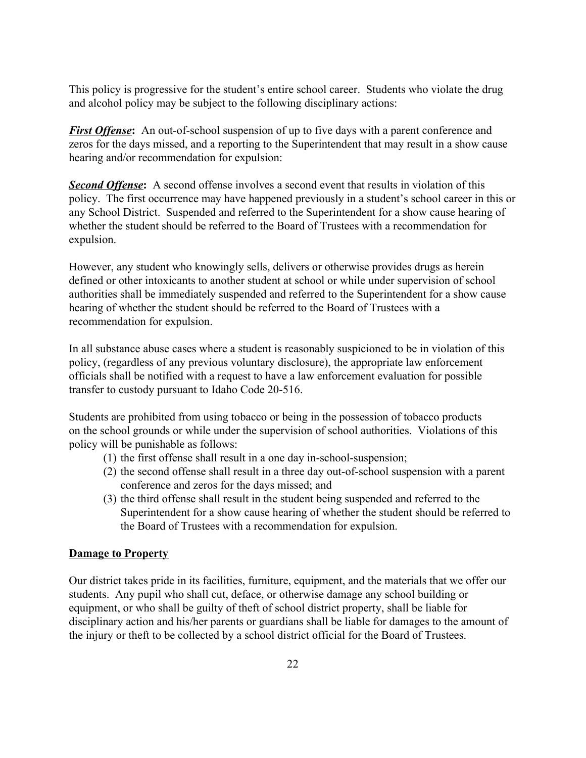This policy is progressive for the student's entire school career. Students who violate the drug and alcohol policy may be subject to the following disciplinary actions:

***First Offense*****:** An out-of-school suspension of up to five days with a parent conference and zeros for the days missed, and a reporting to the Superintendent that may result in a show cause hearing and/or recommendation for expulsion:

***Second Offense*****:** A second offense involves a second event that results in violation of this policy. The first occurrence may have happened previously in a student's school career in this or any School District. Suspended and referred to the Superintendent for a show cause hearing of whether the student should be referred to the Board of Trustees with a recommendation for expulsion.

However, any student who knowingly sells, delivers or otherwise provides drugs as herein defined or other intoxicants to another student at school or while under supervision of school authorities shall be immediately suspended and referred to the Superintendent for a show cause hearing of whether the student should be referred to the Board of Trustees with a recommendation for expulsion.

In all substance abuse cases where a student is reasonably suspicioned to be in violation of this policy, (regardless of any previous voluntary disclosure), the appropriate law enforcement officials shall be notified with a request to have a law enforcement evaluation for possible transfer to custody pursuant to Idaho Code 20-516.

Students are prohibited from using tobacco or being in the possession of tobacco products on the school grounds or while under the supervision of school authorities. Violations of this policy will be punishable as follows:

(1) the first offense shall result in a one day in-school-suspension;
(2) the second offense shall result in a three day out-of-school suspension with a parent conference and zeros for the days missed; and
(3) the third offense shall result in the student being suspended and referred to the Superintendent for a show cause hearing of whether the student should be referred to the Board of Trustees with a recommendation for expulsion.

## Damage to Property

Our district takes pride in its facilities, furniture, equipment, and the materials that we offer our students. Any pupil who shall cut, deface, or otherwise damage any school building or equipment, or who shall be guilty of theft of school district property, shall be liable for disciplinary action and his/her parents or guardians shall be liable for damages to the amount of the injury or theft to be collected by a school district official for the Board of Trustees.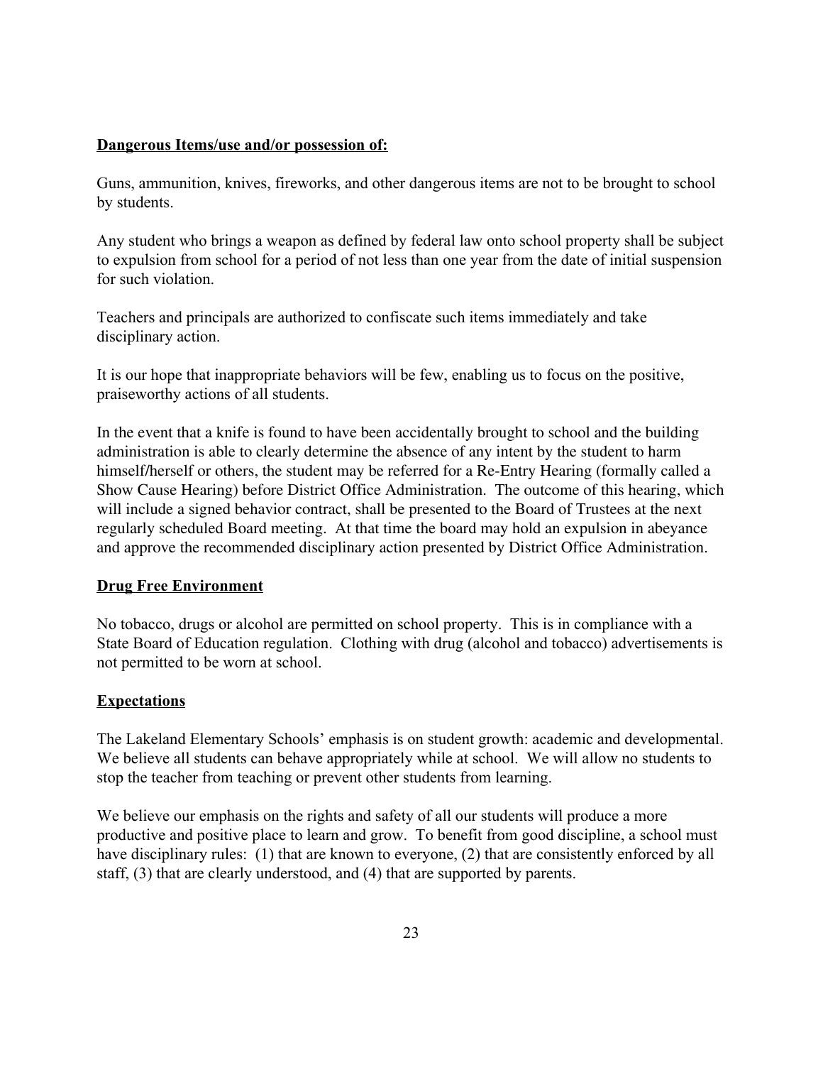**Dangerous Items/use and/or possession of:**

Guns, ammunition, knives, fireworks, and other dangerous items are not to be brought to school by students.

Any student who brings a weapon as defined by federal law onto school property shall be subject to expulsion from school for a period of not less than one year from the date of initial suspension for such violation.

Teachers and principals are authorized to confiscate such items immediately and take disciplinary action.

It is our hope that inappropriate behaviors will be few, enabling us to focus on the positive, praiseworthy actions of all students.

In the event that a knife is found to have been accidentally brought to school and the building administration is able to clearly determine the absence of any intent by the student to harm himself/herself or others, the student may be referred for a Re-Entry Hearing (formally called a Show Cause Hearing) before District Office Administration. The outcome of this hearing, which will include a signed behavior contract, shall be presented to the Board of Trustees at the next regularly scheduled Board meeting. At that time the board may hold an expulsion in abeyance and approve the recommended disciplinary action presented by District Office Administration.

**Drug Free Environment**

No tobacco, drugs or alcohol are permitted on school property. This is in compliance with a State Board of Education regulation. Clothing with drug (alcohol and tobacco) advertisements is not permitted to be worn at school.

**Expectations**

The Lakeland Elementary Schools' emphasis is on student growth: academic and developmental. We believe all students can behave appropriately while at school. We will allow no students to stop the teacher from teaching or prevent other students from learning.

We believe our emphasis on the rights and safety of all our students will produce a more productive and positive place to learn and grow. To benefit from good discipline, a school must have disciplinary rules: (1) that are known to everyone, (2) that are consistently enforced by all staff, (3) that are clearly understood, and (4) that are supported by parents.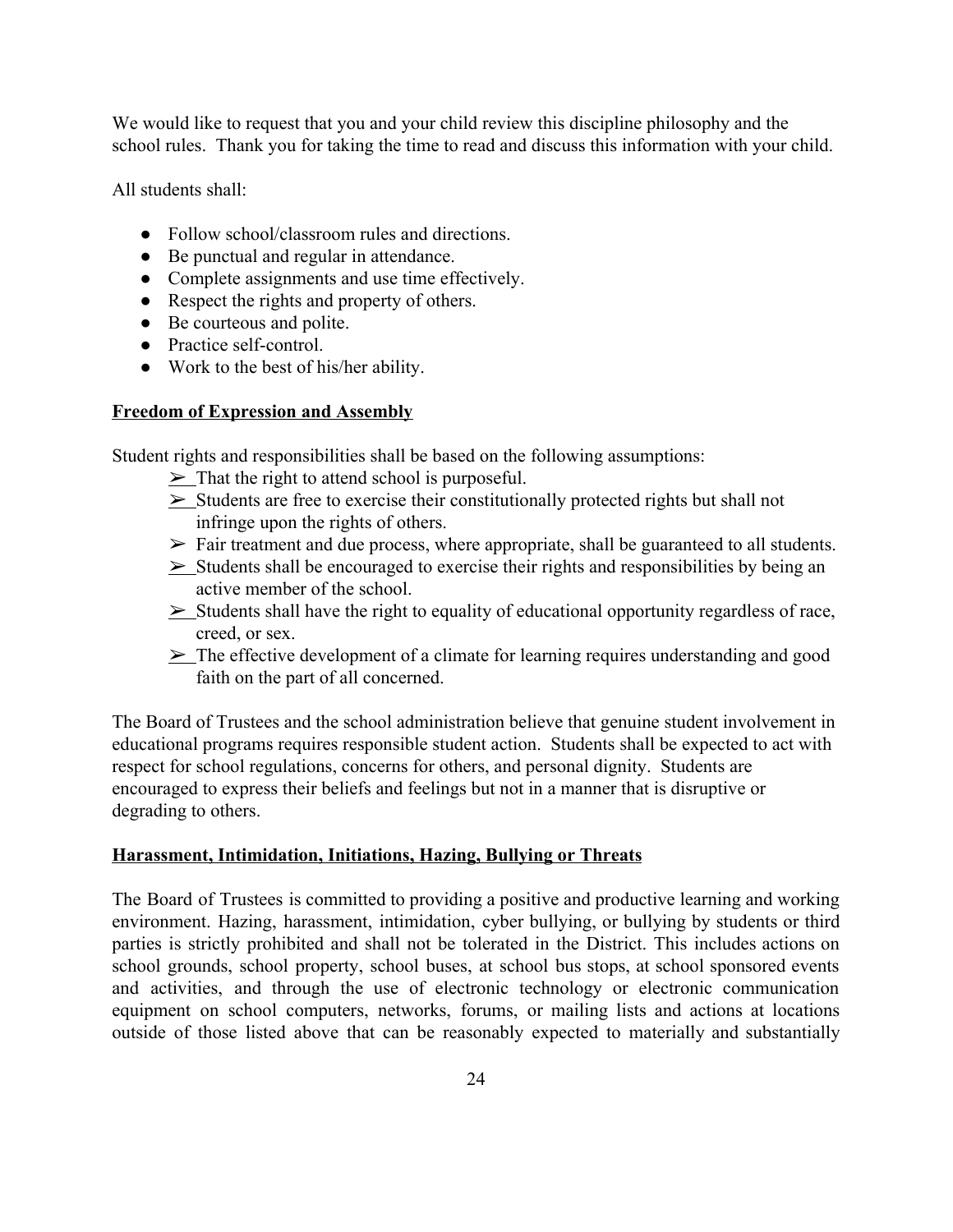We would like to request that you and your child review this discipline philosophy and the school rules. Thank you for taking the time to read and discuss this information with your child.

All students shall:

- Follow school/classroom rules and directions.
- Be punctual and regular in attendance.
- Complete assignments and use time effectively.
- Respect the rights and property of others.
- Be courteous and polite.
- Practice self-control.
- Work to the best of his/her ability.

**Freedom of Expression and Assembly**

Student rights and responsibilities shall be based on the following assumptions:

- ➢ That the right to attend school is purposeful.
- ➢ Students are free to exercise their constitutionally protected rights but shall not infringe upon the rights of others.
- ➢ Fair treatment and due process, where appropriate, shall be guaranteed to all students.
- ➢ Students shall be encouraged to exercise their rights and responsibilities by being an active member of the school.
- ➢ Students shall have the right to equality of educational opportunity regardless of race, creed, or sex.
- ➢ The effective development of a climate for learning requires understanding and good faith on the part of all concerned.

The Board of Trustees and the school administration believe that genuine student involvement in educational programs requires responsible student action. Students shall be expected to act with respect for school regulations, concerns for others, and personal dignity. Students are encouraged to express their beliefs and feelings but not in a manner that is disruptive or degrading to others.

**Harassment, Intimidation, Initiations, Hazing, Bullying or Threats**

The Board of Trustees is committed to providing a positive and productive learning and working environment. Hazing, harassment, intimidation, cyber bullying, or bullying by students or third parties is strictly prohibited and shall not be tolerated in the District. This includes actions on school grounds, school property, school buses, at school bus stops, at school sponsored events and activities, and through the use of electronic technology or electronic communication equipment on school computers, networks, forums, or mailing lists and actions at locations outside of those listed above that can be reasonably expected to materially and substantially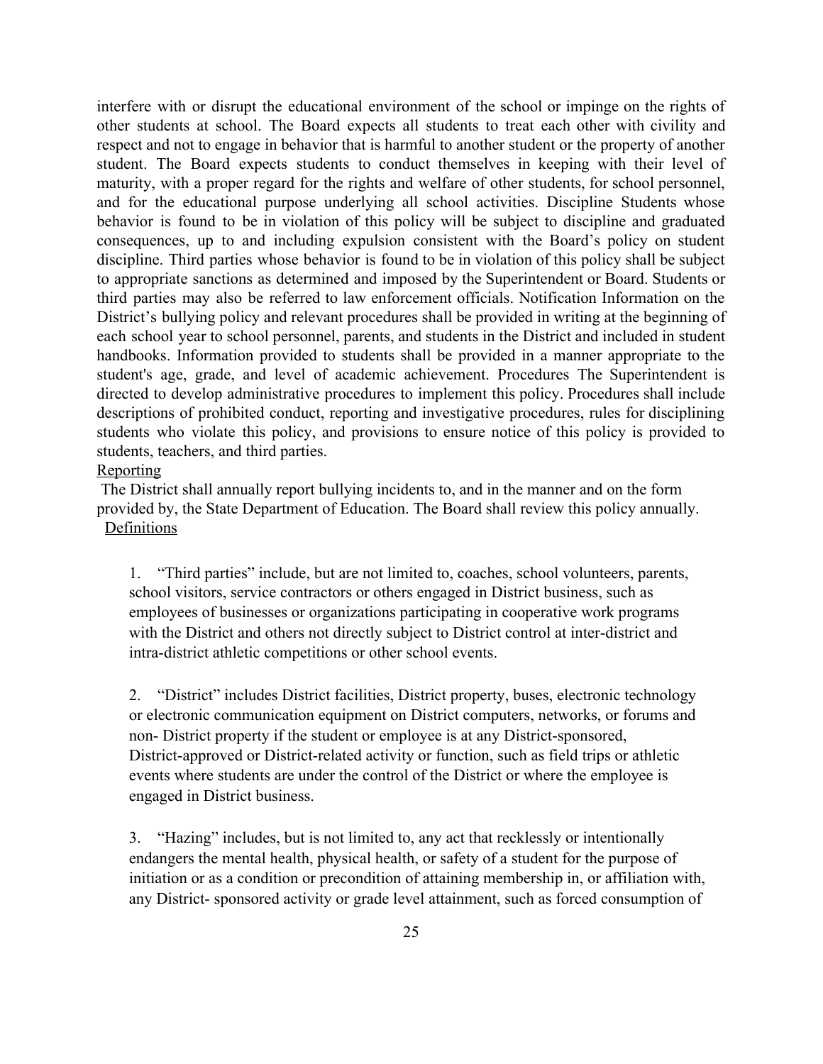interfere with or disrupt the educational environment of the school or impinge on the rights of other students at school. The Board expects all students to treat each other with civility and respect and not to engage in behavior that is harmful to another student or the property of another student. The Board expects students to conduct themselves in keeping with their level of maturity, with a proper regard for the rights and welfare of other students, for school personnel, and for the educational purpose underlying all school activities. Discipline Students whose behavior is found to be in violation of this policy will be subject to discipline and graduated consequences, up to and including expulsion consistent with the Board's policy on student discipline. Third parties whose behavior is found to be in violation of this policy shall be subject to appropriate sanctions as determined and imposed by the Superintendent or Board. Students or third parties may also be referred to law enforcement officials. Notification Information on the District's bullying policy and relevant procedures shall be provided in writing at the beginning of each school year to school personnel, parents, and students in the District and included in student handbooks. Information provided to students shall be provided in a manner appropriate to the student's age, grade, and level of academic achievement. Procedures The Superintendent is directed to develop administrative procedures to implement this policy. Procedures shall include descriptions of prohibited conduct, reporting and investigative procedures, rules for disciplining students who violate this policy, and provisions to ensure notice of this policy is provided to students, teachers, and third parties.

Reporting

The District shall annually report bullying incidents to, and in the manner and on the form provided by, the State Department of Education. The Board shall review this policy annually.

Definitions

1. "Third parties" include, but are not limited to, coaches, school volunteers, parents, school visitors, service contractors or others engaged in District business, such as employees of businesses or organizations participating in cooperative work programs with the District and others not directly subject to District control at inter-district and intra-district athletic competitions or other school events.

2. "District" includes District facilities, District property, buses, electronic technology or electronic communication equipment on District computers, networks, or forums and non- District property if the student or employee is at any District-sponsored, District-approved or District-related activity or function, such as field trips or athletic events where students are under the control of the District or where the employee is engaged in District business.

3. "Hazing" includes, but is not limited to, any act that recklessly or intentionally endangers the mental health, physical health, or safety of a student for the purpose of initiation or as a condition or precondition of attaining membership in, or affiliation with, any District- sponsored activity or grade level attainment, such as forced consumption of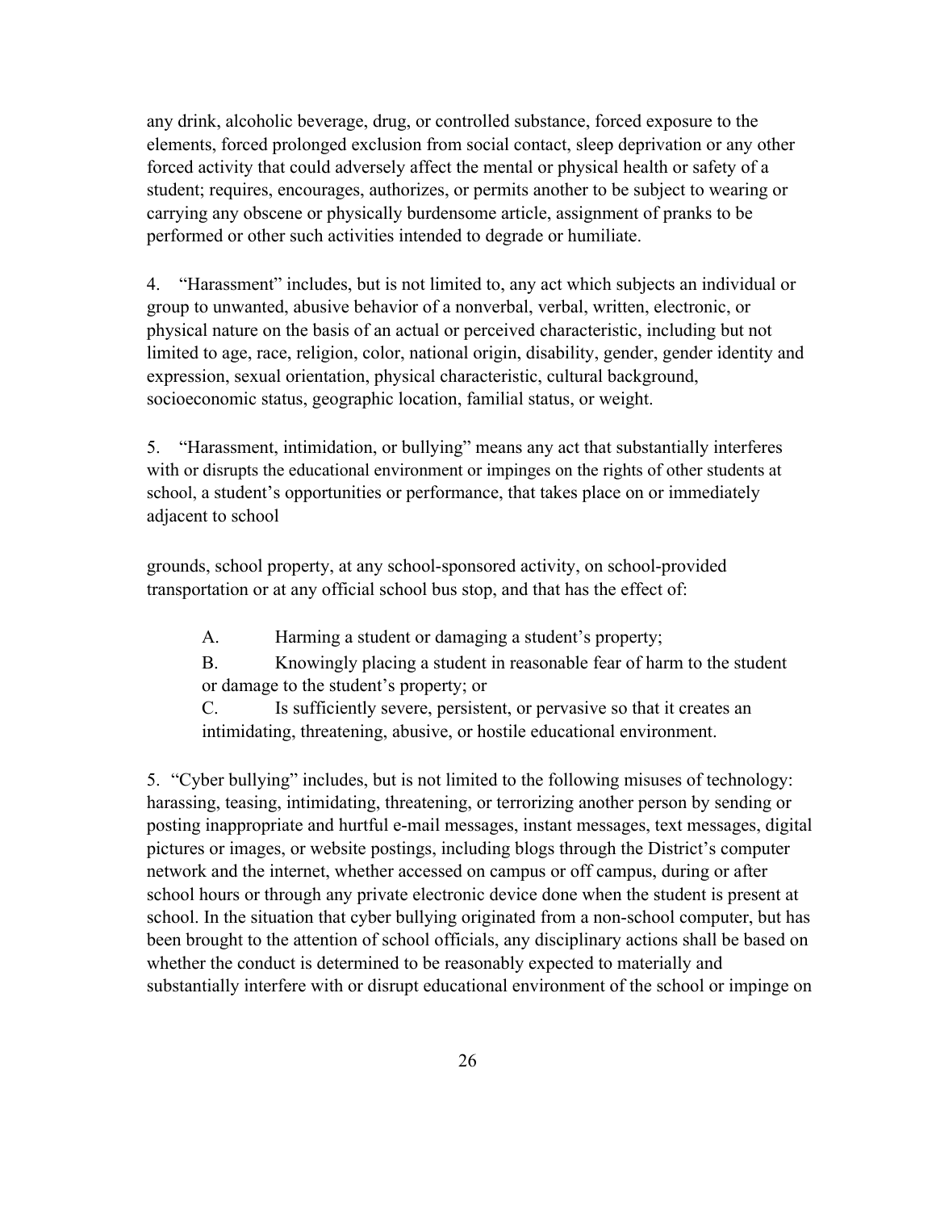any drink, alcoholic beverage, drug, or controlled substance, forced exposure to the elements, forced prolonged exclusion from social contact, sleep deprivation or any other forced activity that could adversely affect the mental or physical health or safety of a student; requires, encourages, authorizes, or permits another to be subject to wearing or carrying any obscene or physically burdensome article, assignment of pranks to be performed or other such activities intended to degrade or humiliate.

4. "Harassment" includes, but is not limited to, any act which subjects an individual or group to unwanted, abusive behavior of a nonverbal, verbal, written, electronic, or physical nature on the basis of an actual or perceived characteristic, including but not limited to age, race, religion, color, national origin, disability, gender, gender identity and expression, sexual orientation, physical characteristic, cultural background, socioeconomic status, geographic location, familial status, or weight.

5. "Harassment, intimidation, or bullying" means any act that substantially interferes with or disrupts the educational environment or impinges on the rights of other students at school, a student's opportunities or performance, that takes place on or immediately adjacent to school

grounds, school property, at any school-sponsored activity, on school-provided transportation or at any official school bus stop, and that has the effect of:

A. Harming a student or damaging a student's property;

B. Knowingly placing a student in reasonable fear of harm to the student or damage to the student's property; or

C. Is sufficiently severe, persistent, or pervasive so that it creates an intimidating, threatening, abusive, or hostile educational environment.

5. "Cyber bullying" includes, but is not limited to the following misuses of technology: harassing, teasing, intimidating, threatening, or terrorizing another person by sending or posting inappropriate and hurtful e-mail messages, instant messages, text messages, digital pictures or images, or website postings, including blogs through the District's computer network and the internet, whether accessed on campus or off campus, during or after school hours or through any private electronic device done when the student is present at school. In the situation that cyber bullying originated from a non-school computer, but has been brought to the attention of school officials, any disciplinary actions shall be based on whether the conduct is determined to be reasonably expected to materially and substantially interfere with or disrupt educational environment of the school or impinge on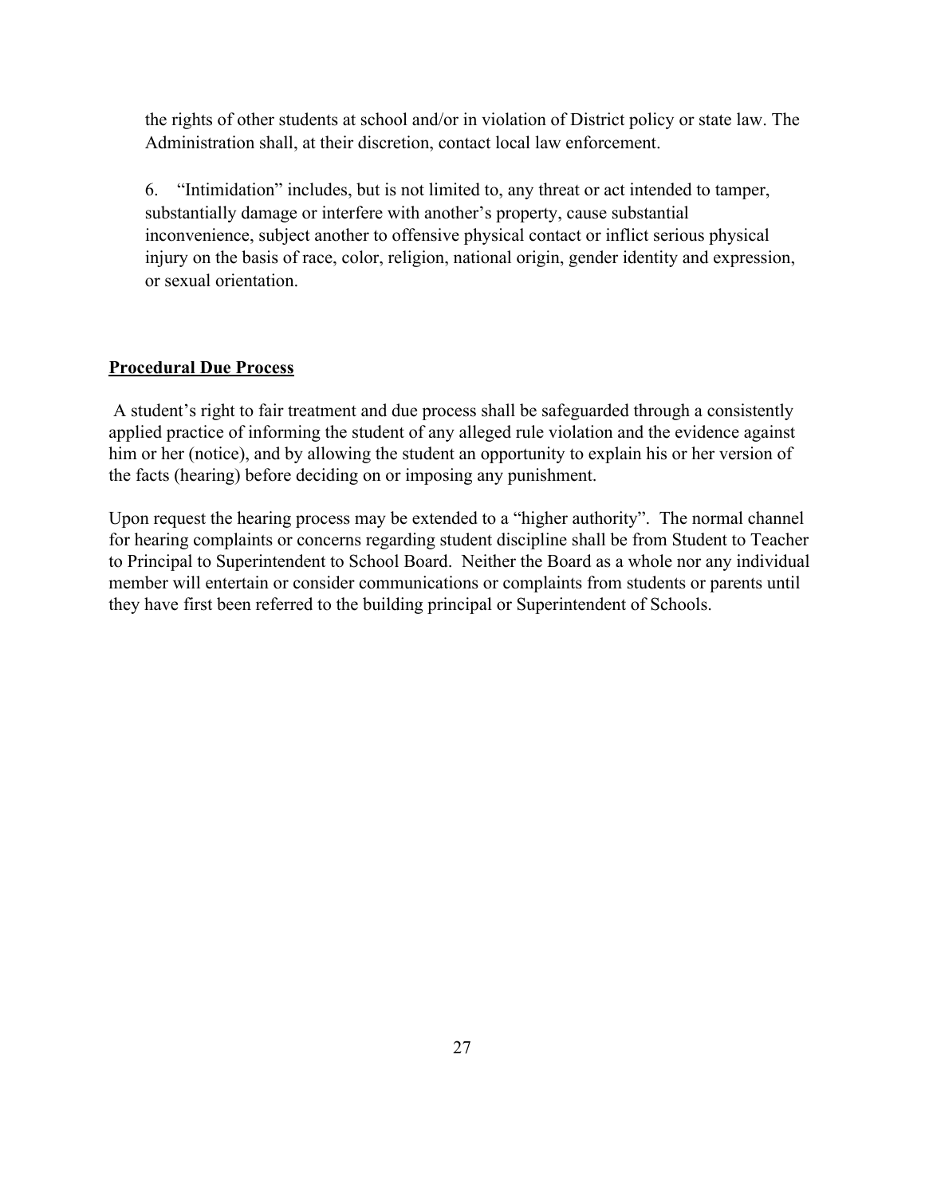the rights of other students at school and/or in violation of District policy or state law. The Administration shall, at their discretion, contact local law enforcement.

6. "Intimidation" includes, but is not limited to, any threat or act intended to tamper, substantially damage or interfere with another's property, cause substantial inconvenience, subject another to offensive physical contact or inflict serious physical injury on the basis of race, color, religion, national origin, gender identity and expression, or sexual orientation.

## Procedural Due Process

A student's right to fair treatment and due process shall be safeguarded through a consistently applied practice of informing the student of any alleged rule violation and the evidence against him or her (notice), and by allowing the student an opportunity to explain his or her version of the facts (hearing) before deciding on or imposing any punishment.

Upon request the hearing process may be extended to a "higher authority". The normal channel for hearing complaints or concerns regarding student discipline shall be from Student to Teacher to Principal to Superintendent to School Board. Neither the Board as a whole nor any individual member will entertain or consider communications or complaints from students or parents until they have first been referred to the building principal or Superintendent of Schools.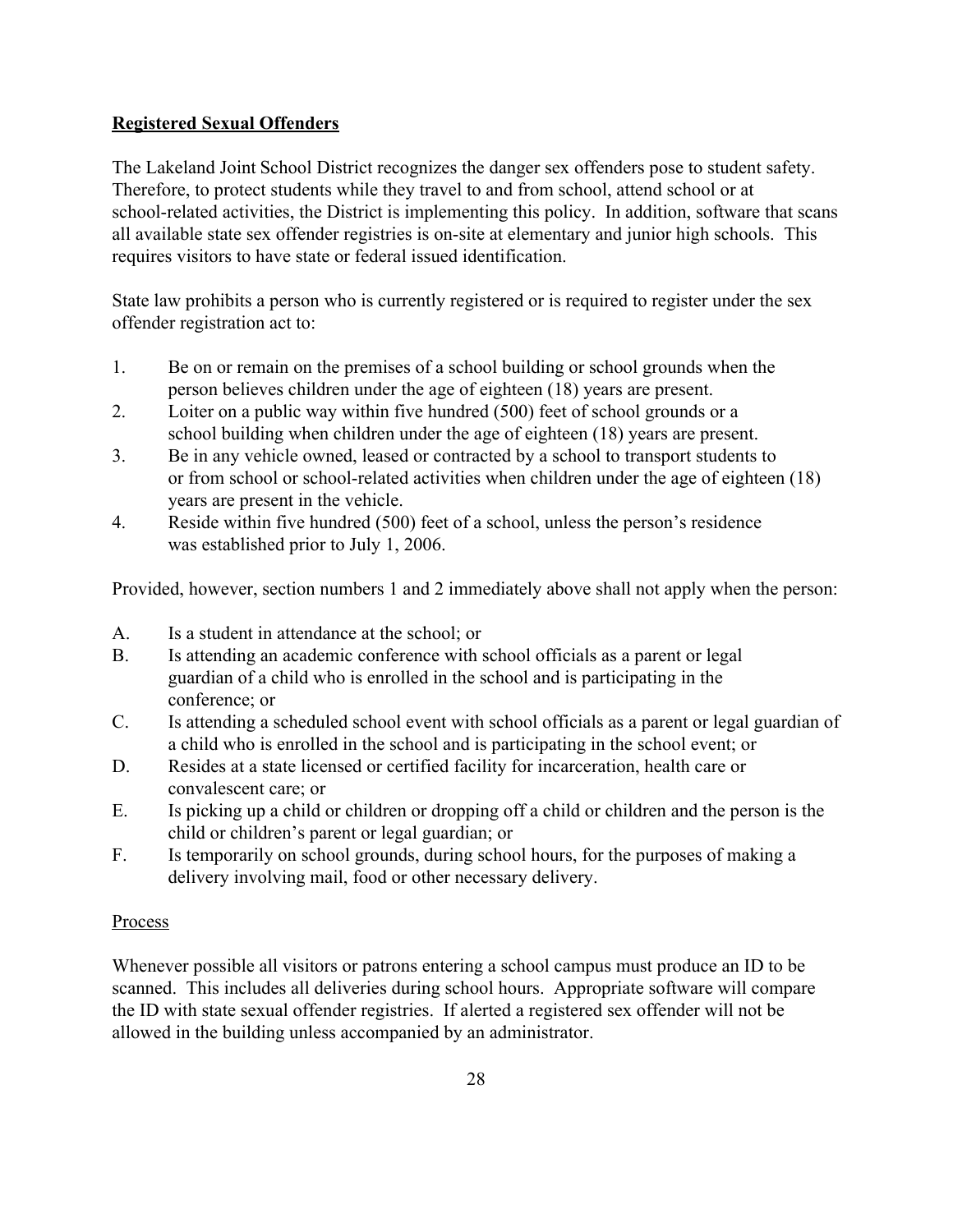## Registered Sexual Offenders

The Lakeland Joint School District recognizes the danger sex offenders pose to student safety. Therefore, to protect students while they travel to and from school, attend school or at school-related activities, the District is implementing this policy. In addition, software that scans all available state sex offender registries is on-site at elementary and junior high schools. This requires visitors to have state or federal issued identification.

State law prohibits a person who is currently registered or is required to register under the sex offender registration act to:

1. Be on or remain on the premises of a school building or school grounds when the person believes children under the age of eighteen (18) years are present.
2. Loiter on a public way within five hundred (500) feet of school grounds or a school building when children under the age of eighteen (18) years are present.
3. Be in any vehicle owned, leased or contracted by a school to transport students to or from school or school-related activities when children under the age of eighteen (18) years are present in the vehicle.
4. Reside within five hundred (500) feet of a school, unless the person's residence was established prior to July 1, 2006.

Provided, however, section numbers 1 and 2 immediately above shall not apply when the person:

A. Is a student in attendance at the school; or

B. Is attending an academic conference with school officials as a parent or legal guardian of a child who is enrolled in the school and is participating in the conference; or

C. Is attending a scheduled school event with school officials as a parent or legal guardian of a child who is enrolled in the school and is participating in the school event; or

D. Resides at a state licensed or certified facility for incarceration, health care or convalescent care; or

E. Is picking up a child or children or dropping off a child or children and the person is the child or children's parent or legal guardian; or

F. Is temporarily on school grounds, during school hours, for the purposes of making a delivery involving mail, food or other necessary delivery.

Process

Whenever possible all visitors or patrons entering a school campus must produce an ID to be scanned. This includes all deliveries during school hours. Appropriate software will compare the ID with state sexual offender registries. If alerted a registered sex offender will not be allowed in the building unless accompanied by an administrator.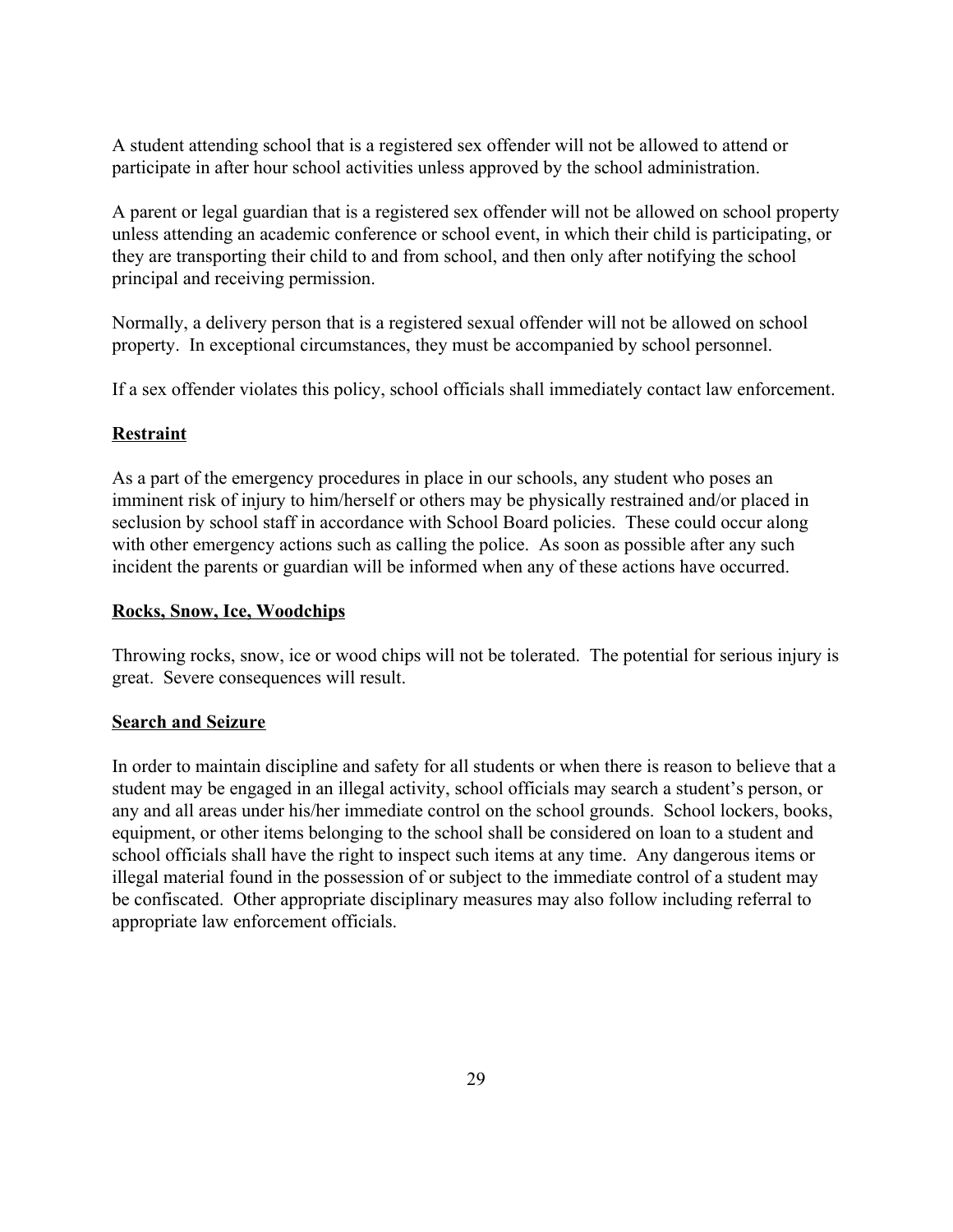A student attending school that is a registered sex offender will not be allowed to attend or participate in after hour school activities unless approved by the school administration.

A parent or legal guardian that is a registered sex offender will not be allowed on school property unless attending an academic conference or school event, in which their child is participating, or they are transporting their child to and from school, and then only after notifying the school principal and receiving permission.

Normally, a delivery person that is a registered sexual offender will not be allowed on school property.  In exceptional circumstances, they must be accompanied by school personnel.

If a sex offender violates this policy, school officials shall immediately contact law enforcement.

## Restraint

As a part of the emergency procedures in place in our schools, any student who poses an imminent risk of injury to him/herself or others may be physically restrained and/or placed in seclusion by school staff in accordance with School Board policies.  These could occur along with other emergency actions such as calling the police.  As soon as possible after any such incident the parents or guardian will be informed when any of these actions have occurred.

## Rocks, Snow, Ice, Woodchips

Throwing rocks, snow, ice or wood chips will not be tolerated.  The potential for serious injury is great.  Severe consequences will result.

## Search and Seizure

In order to maintain discipline and safety for all students or when there is reason to believe that a student may be engaged in an illegal activity, school officials may search a student's person, or any and all areas under his/her immediate control on the school grounds.  School lockers, books, equipment, or other items belonging to the school shall be considered on loan to a student and school officials shall have the right to inspect such items at any time.  Any dangerous items or illegal material found in the possession of or subject to the immediate control of a student may be confiscated.  Other appropriate disciplinary measures may also follow including referral to appropriate law enforcement officials.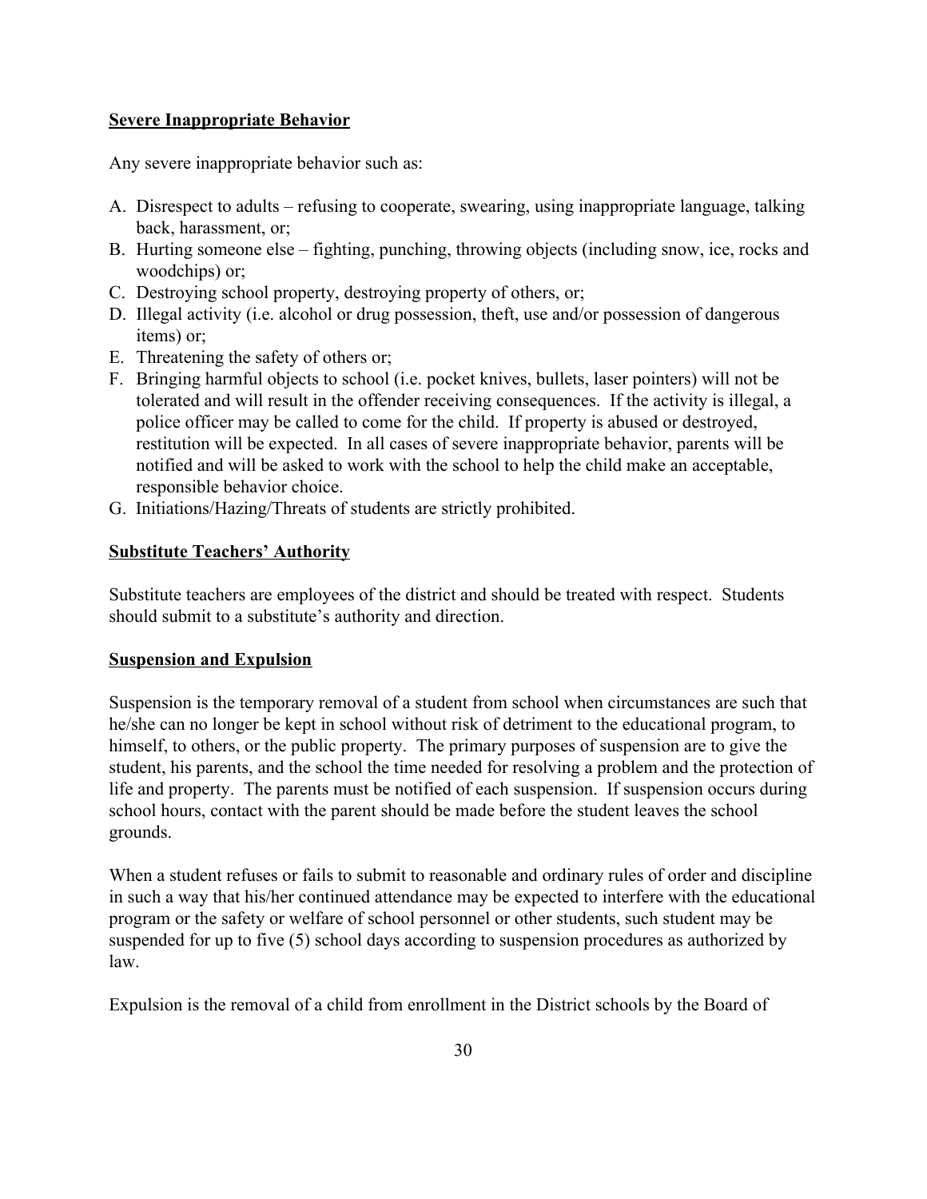**Severe Inappropriate Behavior**

Any severe inappropriate behavior such as:

A. Disrespect to adults – refusing to cooperate, swearing, using inappropriate language, talking back, harassment, or;
B. Hurting someone else – fighting, punching, throwing objects (including snow, ice, rocks and woodchips) or;
C. Destroying school property, destroying property of others, or;
D. Illegal activity (i.e. alcohol or drug possession, theft, use and/or possession of dangerous items) or;
E. Threatening the safety of others or;
F. Bringing harmful objects to school (i.e. pocket knives, bullets, laser pointers) will not be tolerated and will result in the offender receiving consequences. If the activity is illegal, a police officer may be called to come for the child. If property is abused or destroyed, restitution will be expected. In all cases of severe inappropriate behavior, parents will be notified and will be asked to work with the school to help the child make an acceptable, responsible behavior choice.
G. Initiations/Hazing/Threats of students are strictly prohibited.

**Substitute Teachers' Authority**

Substitute teachers are employees of the district and should be treated with respect. Students should submit to a substitute's authority and direction.

**Suspension and Expulsion**

Suspension is the temporary removal of a student from school when circumstances are such that he/she can no longer be kept in school without risk of detriment to the educational program, to himself, to others, or the public property. The primary purposes of suspension are to give the student, his parents, and the school the time needed for resolving a problem and the protection of life and property. The parents must be notified of each suspension. If suspension occurs during school hours, contact with the parent should be made before the student leaves the school grounds.

When a student refuses or fails to submit to reasonable and ordinary rules of order and discipline in such a way that his/her continued attendance may be expected to interfere with the educational program or the safety or welfare of school personnel or other students, such student may be suspended for up to five (5) school days according to suspension procedures as authorized by law.

Expulsion is the removal of a child from enrollment in the District schools by the Board of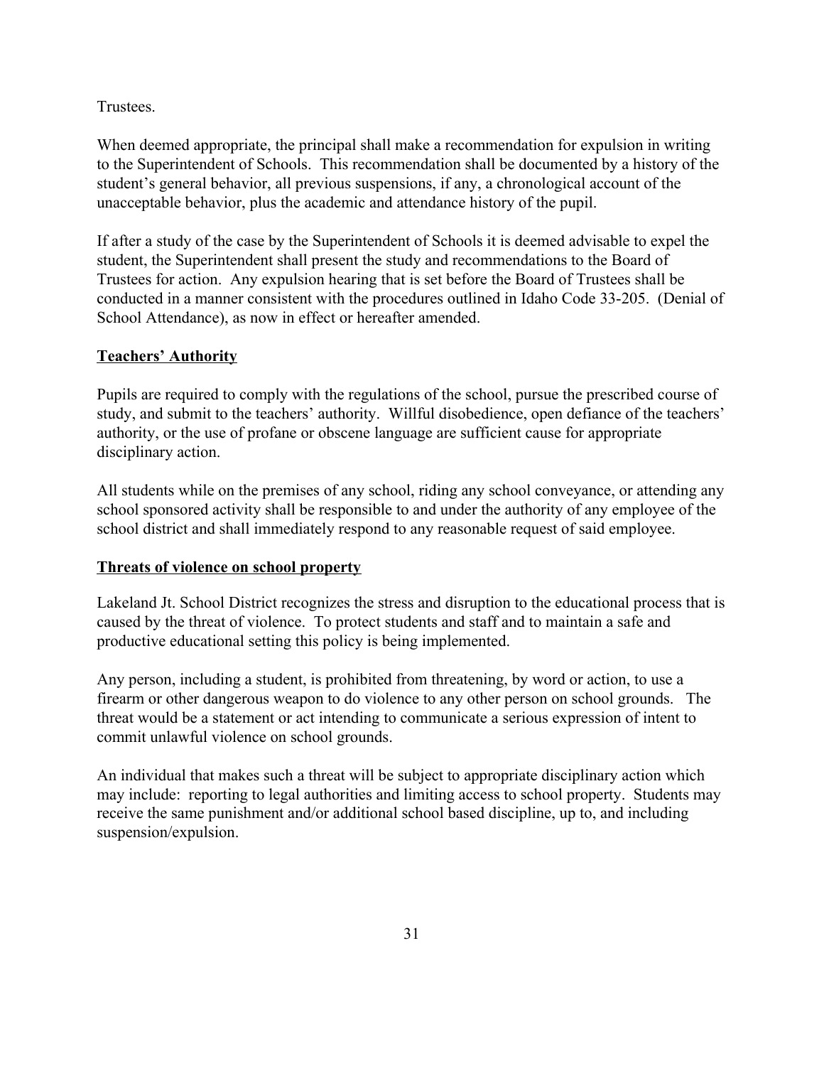Trustees.

When deemed appropriate, the principal shall make a recommendation for expulsion in writing to the Superintendent of Schools. This recommendation shall be documented by a history of the student's general behavior, all previous suspensions, if any, a chronological account of the unacceptable behavior, plus the academic and attendance history of the pupil.

If after a study of the case by the Superintendent of Schools it is deemed advisable to expel the student, the Superintendent shall present the study and recommendations to the Board of Trustees for action. Any expulsion hearing that is set before the Board of Trustees shall be conducted in a manner consistent with the procedures outlined in Idaho Code 33-205. (Denial of School Attendance), as now in effect or hereafter amended.

## Teachers' Authority

Pupils are required to comply with the regulations of the school, pursue the prescribed course of study, and submit to the teachers' authority. Willful disobedience, open defiance of the teachers' authority, or the use of profane or obscene language are sufficient cause for appropriate disciplinary action.

All students while on the premises of any school, riding any school conveyance, or attending any school sponsored activity shall be responsible to and under the authority of any employee of the school district and shall immediately respond to any reasonable request of said employee.

## Threats of violence on school property

Lakeland Jt. School District recognizes the stress and disruption to the educational process that is caused by the threat of violence. To protect students and staff and to maintain a safe and productive educational setting this policy is being implemented.

Any person, including a student, is prohibited from threatening, by word or action, to use a firearm or other dangerous weapon to do violence to any other person on school grounds. The threat would be a statement or act intending to communicate a serious expression of intent to commit unlawful violence on school grounds.

An individual that makes such a threat will be subject to appropriate disciplinary action which may include: reporting to legal authorities and limiting access to school property. Students may receive the same punishment and/or additional school based discipline, up to, and including suspension/expulsion.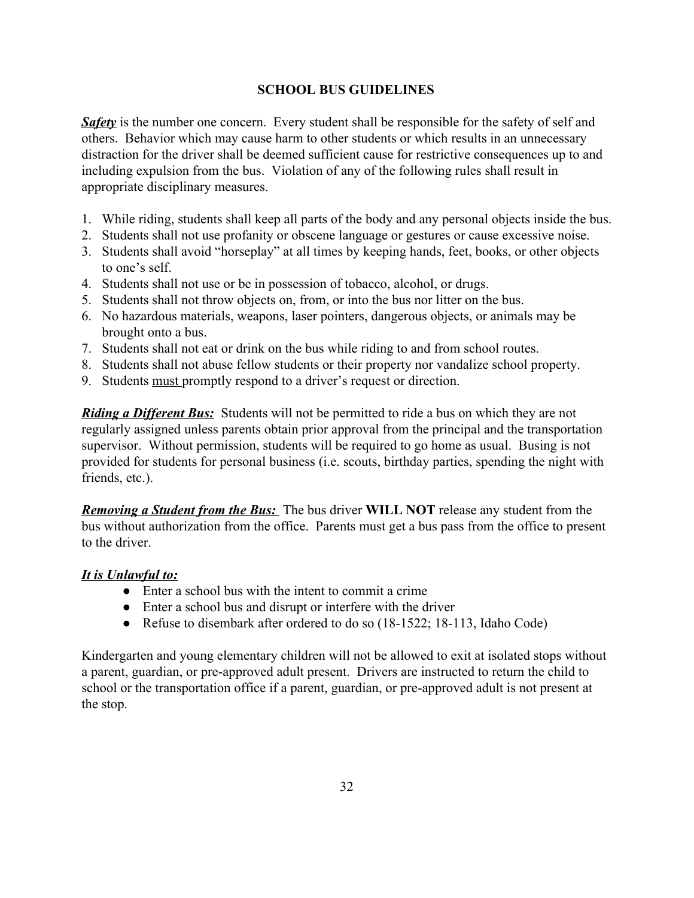## SCHOOL BUS GUIDELINES

***Safety*** is the number one concern. Every student shall be responsible for the safety of self and others. Behavior which may cause harm to other students or which results in an unnecessary distraction for the driver shall be deemed sufficient cause for restrictive consequences up to and including expulsion from the bus. Violation of any of the following rules shall result in appropriate disciplinary measures.

1. While riding, students shall keep all parts of the body and any personal objects inside the bus.
2. Students shall not use profanity or obscene language or gestures or cause excessive noise.
3. Students shall avoid "horseplay" at all times by keeping hands, feet, books, or other objects to one's self.
4. Students shall not use or be in possession of tobacco, alcohol, or drugs.
5. Students shall not throw objects on, from, or into the bus nor litter on the bus.
6. No hazardous materials, weapons, laser pointers, dangerous objects, or animals may be brought onto a bus.
7. Students shall not eat or drink on the bus while riding to and from school routes.
8. Students shall not abuse fellow students or their property nor vandalize school property.
9. Students <u>must</u> promptly respond to a driver's request or direction.

***Riding a Different Bus:*** Students will not be permitted to ride a bus on which they are not regularly assigned unless parents obtain prior approval from the principal and the transportation supervisor. Without permission, students will be required to go home as usual. Busing is not provided for students for personal business (i.e. scouts, birthday parties, spending the night with friends, etc.).

***Removing a Student from the Bus:*** The bus driver **WILL NOT** release any student from the bus without authorization from the office. Parents must get a bus pass from the office to present to the driver.

***It is Unlawful to:***

- Enter a school bus with the intent to commit a crime
- Enter a school bus and disrupt or interfere with the driver
- Refuse to disembark after ordered to do so (18-1522; 18-113, Idaho Code)

Kindergarten and young elementary children will not be allowed to exit at isolated stops without a parent, guardian, or pre-approved adult present. Drivers are instructed to return the child to school or the transportation office if a parent, guardian, or pre-approved adult is not present at the stop.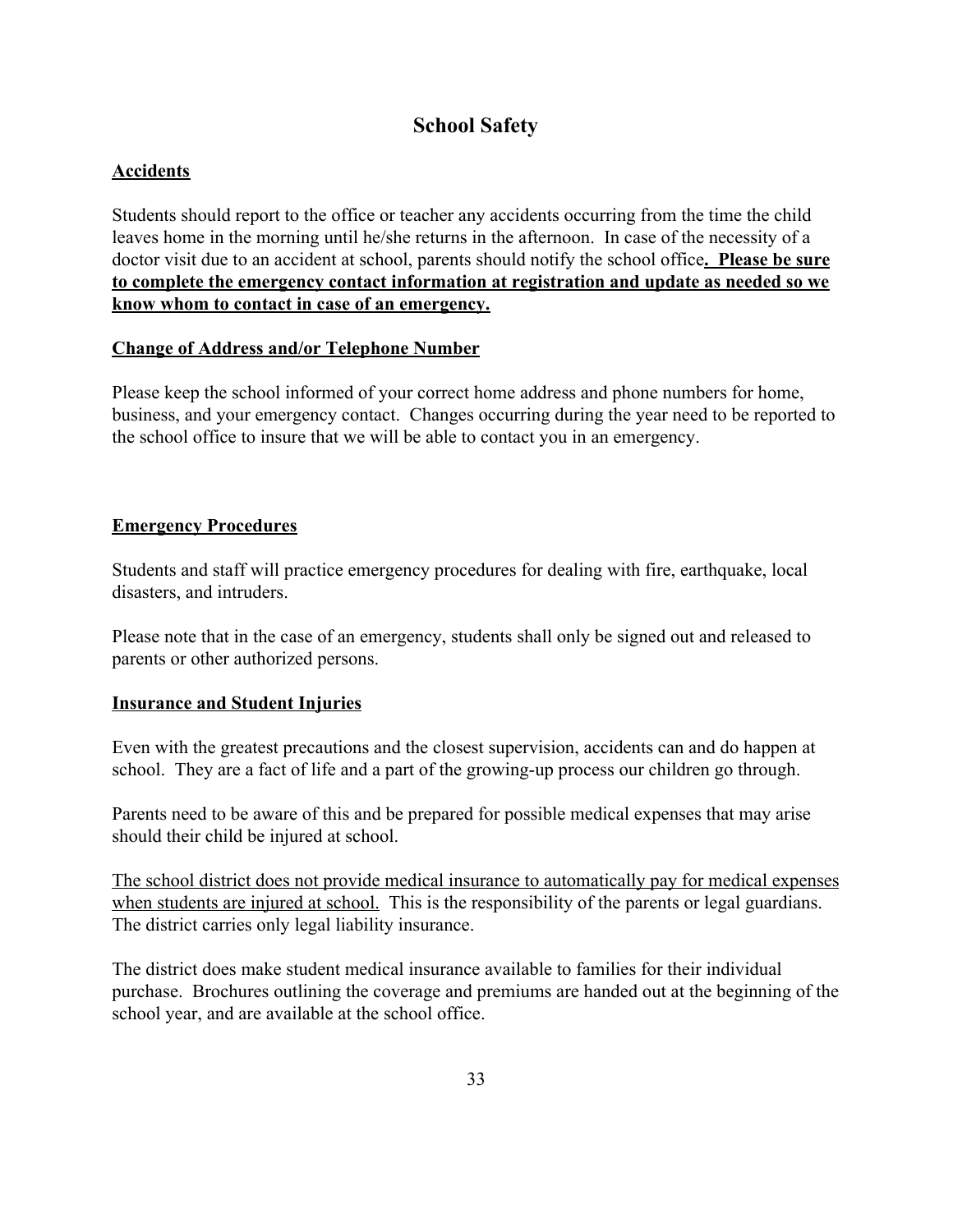# School Safety

## Accidents

Students should report to the office or teacher any accidents occurring from the time the child leaves home in the morning until he/she returns in the afternoon. In case of the necessity of a doctor visit due to an accident at school, parents should notify the school office**. Please be sure to complete the emergency contact information at registration and update as needed so we know whom to contact in case of an emergency.**

## Change of Address and/or Telephone Number

Please keep the school informed of your correct home address and phone numbers for home, business, and your emergency contact. Changes occurring during the year need to be reported to the school office to insure that we will be able to contact you in an emergency.

## Emergency Procedures

Students and staff will practice emergency procedures for dealing with fire, earthquake, local disasters, and intruders.

Please note that in the case of an emergency, students shall only be signed out and released to parents or other authorized persons.

## Insurance and Student Injuries

Even with the greatest precautions and the closest supervision, accidents can and do happen at school. They are a fact of life and a part of the growing-up process our children go through.

Parents need to be aware of this and be prepared for possible medical expenses that may arise should their child be injured at school.

The school district does not provide medical insurance to automatically pay for medical expenses when students are injured at school. This is the responsibility of the parents or legal guardians. The district carries only legal liability insurance.

The district does make student medical insurance available to families for their individual purchase. Brochures outlining the coverage and premiums are handed out at the beginning of the school year, and are available at the school office.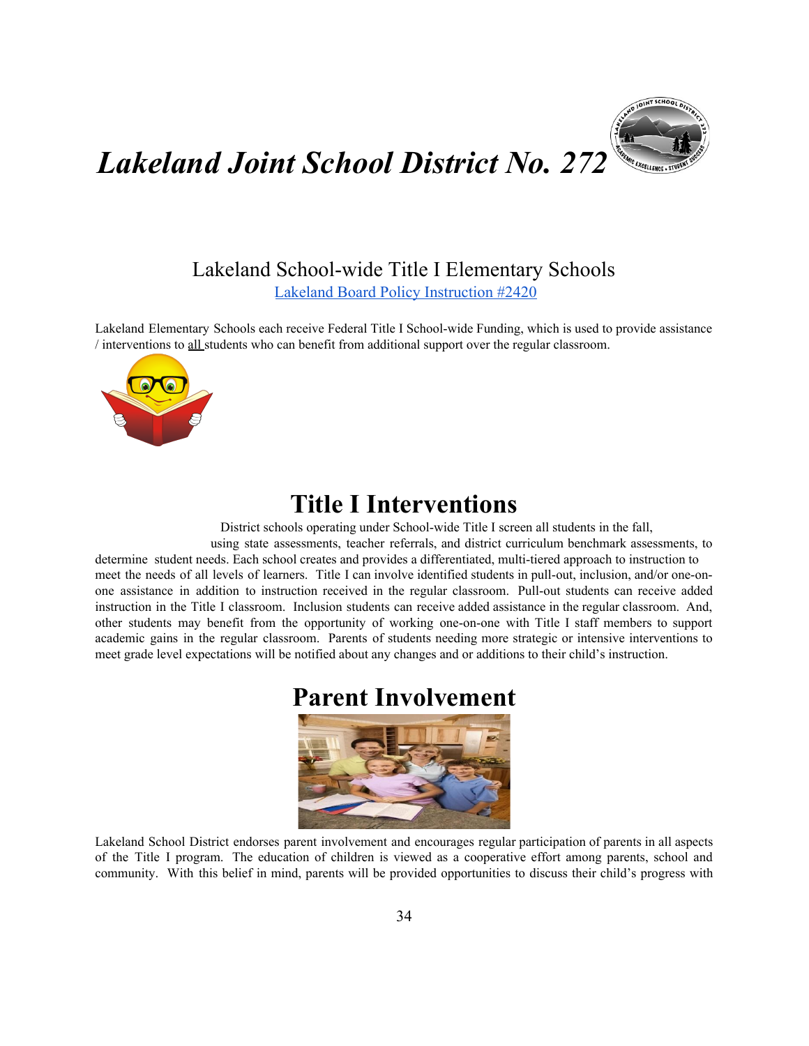# *Lakeland Joint School District No. 272*

## Lakeland School-wide Title I Elementary Schools

Lakeland Board Policy Instruction #2420

Lakeland Elementary Schools each receive Federal Title I School-wide Funding, which is used to provide assistance / interventions to all students who can benefit from additional support over the regular classroom.

# Title I Interventions

District schools operating under School-wide Title I screen all students in the fall, using state assessments, teacher referrals, and district curriculum benchmark assessments, to determine student needs. Each school creates and provides a differentiated, multi-tiered approach to instruction to meet the needs of all levels of learners. Title I can involve identified students in pull-out, inclusion, and/or one-on-one assistance in addition to instruction received in the regular classroom. Pull-out students can receive added instruction in the Title I classroom. Inclusion students can receive added assistance in the regular classroom. And, other students may benefit from the opportunity of working one-on-one with Title I staff members to support academic gains in the regular classroom. Parents of students needing more strategic or intensive interventions to meet grade level expectations will be notified about any changes and or additions to their child's instruction.

# Parent Involvement

Lakeland School District endorses parent involvement and encourages regular participation of parents in all aspects of the Title I program. The education of children is viewed as a cooperative effort among parents, school and community. With this belief in mind, parents will be provided opportunities to discuss their child's progress with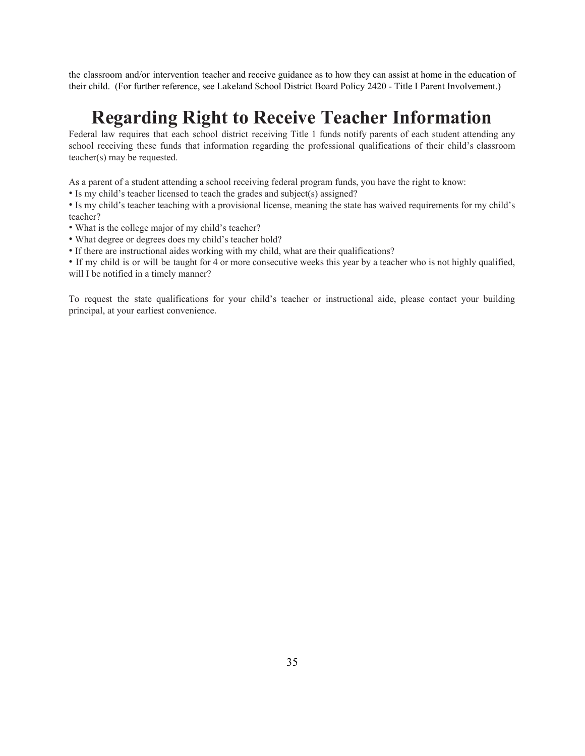the classroom and/or intervention teacher and receive guidance as to how they can assist at home in the education of their child. (For further reference, see Lakeland School District Board Policy 2420 - Title I Parent Involvement.)

# Regarding Right to Receive Teacher Information

Federal law requires that each school district receiving Title 1 funds notify parents of each student attending any school receiving these funds that information regarding the professional qualifications of their child's classroom teacher(s) may be requested.

As a parent of a student attending a school receiving federal program funds, you have the right to know:

- Is my child's teacher licensed to teach the grades and subject(s) assigned?
- Is my child's teacher teaching with a provisional license, meaning the state has waived requirements for my child's teacher?
- What is the college major of my child's teacher?
- What degree or degrees does my child's teacher hold?
- If there are instructional aides working with my child, what are their qualifications?
- If my child is or will be taught for 4 or more consecutive weeks this year by a teacher who is not highly qualified, will I be notified in a timely manner?

To request the state qualifications for your child's teacher or instructional aide, please contact your building principal, at your earliest convenience.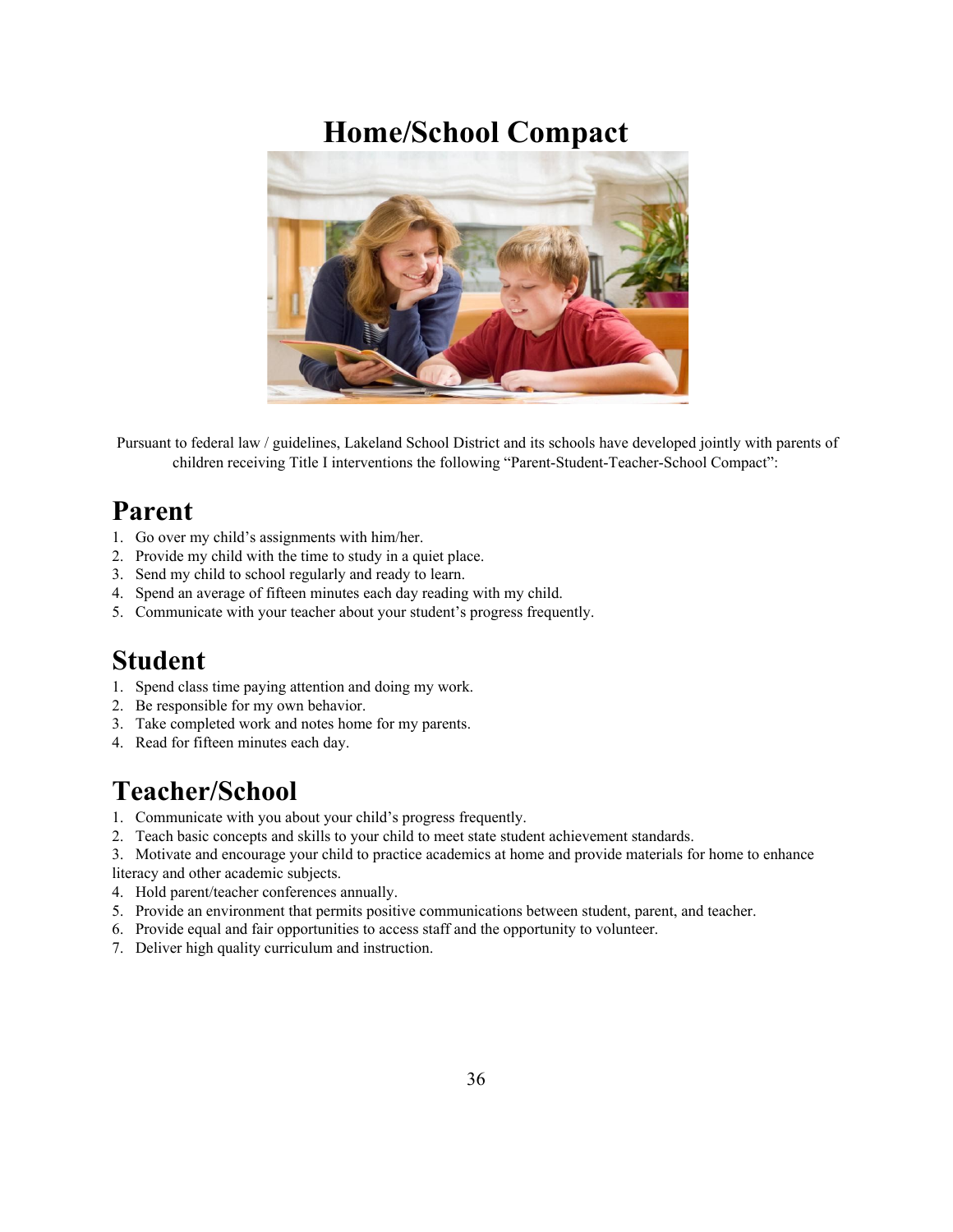# Home/School Compact

Pursuant to federal law / guidelines, Lakeland School District and its schools have developed jointly with parents of children receiving Title I interventions the following "Parent-Student-Teacher-School Compact":

## Parent

1. Go over my child's assignments with him/her.
2. Provide my child with the time to study in a quiet place.
3. Send my child to school regularly and ready to learn.
4. Spend an average of fifteen minutes each day reading with my child.
5. Communicate with your teacher about your student's progress frequently.

## Student

1. Spend class time paying attention and doing my work.
2. Be responsible for my own behavior.
3. Take completed work and notes home for my parents.
4. Read for fifteen minutes each day.

## Teacher/School

1. Communicate with you about your child's progress frequently.
2. Teach basic concepts and skills to your child to meet state student achievement standards.
3. Motivate and encourage your child to practice academics at home and provide materials for home to enhance literacy and other academic subjects.
4. Hold parent/teacher conferences annually.
5. Provide an environment that permits positive communications between student, parent, and teacher.
6. Provide equal and fair opportunities to access staff and the opportunity to volunteer.
7. Deliver high quality curriculum and instruction.